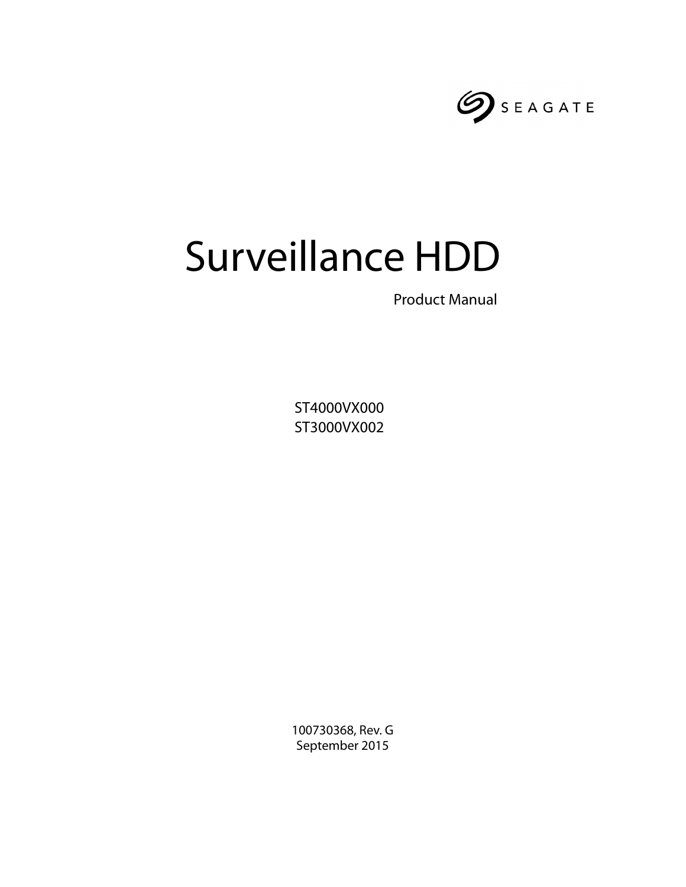SEAGATE

# Surveillance HDD

Product Manual

ST4000VX000
ST3000VX002

100730368, Rev. G
September 2015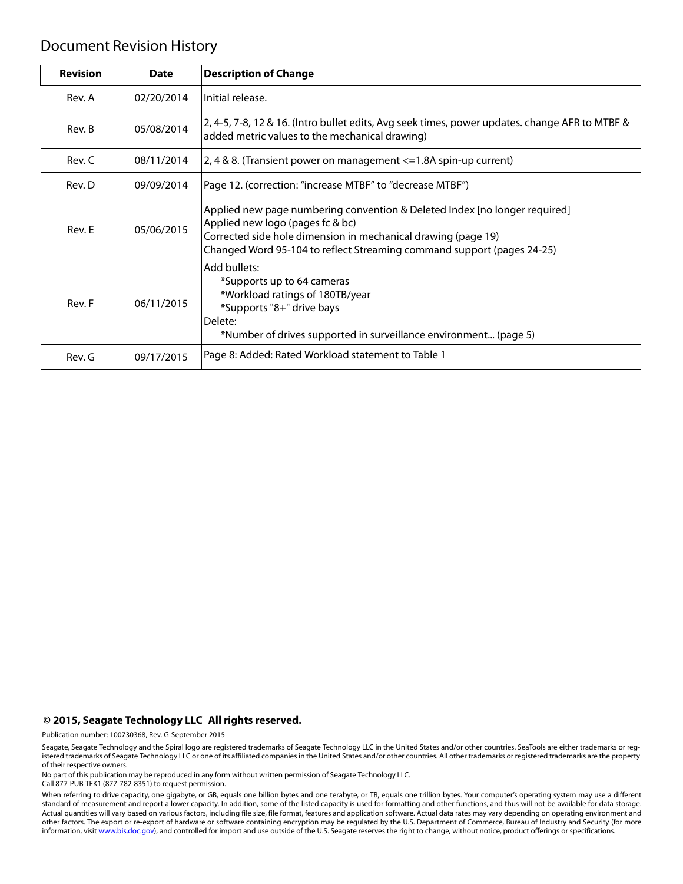# Document Revision History

| Revision | Date | Description of Change |
|---|---|---|
| Rev. A | 02/20/2014 | Initial release. |
| Rev. B | 05/08/2014 | 2, 4-5, 7-8, 12 & 16. (Intro bullet edits, Avg seek times, power updates. change AFR to MTBF & added metric values to the mechanical drawing) |
| Rev. C | 08/11/2014 | 2, 4 & 8. (Transient power on management <=1.8A spin-up current) |
| Rev. D | 09/09/2014 | Page 12. (correction: "increase MTBF" to "decrease MTBF") |
| Rev. E | 05/06/2015 | Applied new page numbering convention & Deleted Index [no longer required]<br>Applied new logo (pages fc & bc)<br>Corrected side hole dimension in mechanical drawing (page 19)<br>Changed Word 95-104 to reflect Streaming command support (pages 24-25) |
| Rev. F | 06/11/2015 | Add bullets:<br>*Supports up to 64 cameras<br>*Workload ratings of 180TB/year<br>*Supports "8+" drive bays<br>Delete:<br>*Number of drives supported in surveillance environment... (page 5) |
| Rev. G | 09/17/2015 | Page 8: Added: Rated Workload statement to Table 1 |

**© 2015, Seagate Technology LLC All rights reserved.**

Publication number: 100730368, Rev. G September 2015

Seagate, Seagate Technology and the Spiral logo are registered trademarks of Seagate Technology LLC in the United States and/or other countries. SeaTools are either trademarks or registered trademarks of Seagate Technology LLC or one of its affiliated companies in the United States and/or other countries. All other trademarks or registered trademarks are the property of their respective owners.

No part of this publication may be reproduced in any form without written permission of Seagate Technology LLC.
Call 877-PUB-TEK1 (877-782-8351) to request permission.

When referring to drive capacity, one gigabyte, or GB, equals one billion bytes and one terabyte, or TB, equals one trillion bytes. Your computer's operating system may use a different standard of measurement and report a lower capacity. In addition, some of the listed capacity is used for formatting and other functions, and thus will not be available for data storage. Actual quantities will vary based on various factors, including file size, file format, features and application software. Actual data rates may vary depending on operating environment and other factors. The export or re-export of hardware or software containing encryption may be regulated by the U.S. Department of Commerce, Bureau of Industry and Security (for more information, visit www.bis.doc.gov), and controlled for import and use outside of the U.S. Seagate reserves the right to change, without notice, product offerings or specifications.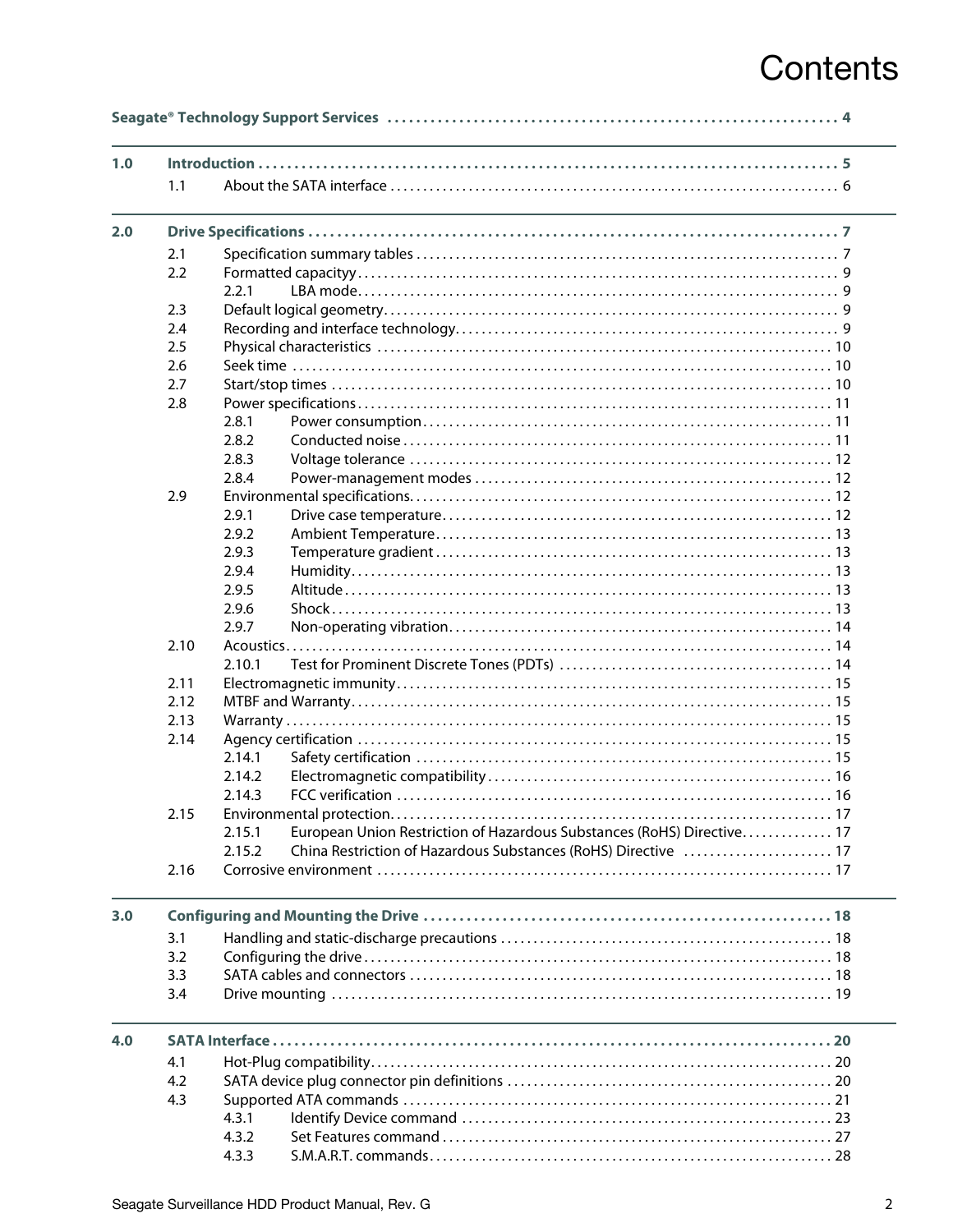# Contents

**Seagate® Technology Support Services** . . . . . . . . . . . . . . . . . . . . . . . . . . . . . . . . . . . . . . . . . . . . . . . . . 4

**1.0 Introduction** . . . . . . . . . . . . . . . . . . . . . . . . . . . . . . . . . . . . . . . . . . . . . . . . . . . . . . . . . . . . . 5

- 1.1 About the SATA interface . . . . . . . . . . . . . . . . . . . . . . . . . . . . . . . . . . . . . . . . . . . . . . . . . 6

**2.0 Drive Specifications** . . . . . . . . . . . . . . . . . . . . . . . . . . . . . . . . . . . . . . . . . . . . . . . . . . . . . . 7

- 2.1 Specification summary tables . . . . . . . . . . . . . . . . . . . . . . . . . . . . . . . . . . . . . . . . . . . . . 7
- 2.2 Formatted capacityy . . . . . . . . . . . . . . . . . . . . . . . . . . . . . . . . . . . . . . . . . . . . . . . . . . . 9
  - 2.2.1 LBA mode . . . . . . . . . . . . . . . . . . . . . . . . . . . . . . . . . . . . . . . . . . . . . . . . . . . 9
- 2.3 Default logical geometry . . . . . . . . . . . . . . . . . . . . . . . . . . . . . . . . . . . . . . . . . . . . . . . . 9
- 2.4 Recording and interface technology . . . . . . . . . . . . . . . . . . . . . . . . . . . . . . . . . . . . . . . . 9
- 2.5 Physical characteristics . . . . . . . . . . . . . . . . . . . . . . . . . . . . . . . . . . . . . . . . . . . . . . . . 10
- 2.6 Seek time . . . . . . . . . . . . . . . . . . . . . . . . . . . . . . . . . . . . . . . . . . . . . . . . . . . . . . . . . . 10
- 2.7 Start/stop times . . . . . . . . . . . . . . . . . . . . . . . . . . . . . . . . . . . . . . . . . . . . . . . . . . . . . 10
- 2.8 Power specifications . . . . . . . . . . . . . . . . . . . . . . . . . . . . . . . . . . . . . . . . . . . . . . . . . . 11
  - 2.8.1 Power consumption . . . . . . . . . . . . . . . . . . . . . . . . . . . . . . . . . . . . . . . . . . . . . 11
  - 2.8.2 Conducted noise . . . . . . . . . . . . . . . . . . . . . . . . . . . . . . . . . . . . . . . . . . . . . . . 11
  - 2.8.3 Voltage tolerance . . . . . . . . . . . . . . . . . . . . . . . . . . . . . . . . . . . . . . . . . . . . . . 12
  - 2.8.4 Power-management modes . . . . . . . . . . . . . . . . . . . . . . . . . . . . . . . . . . . . . . 12
- 2.9 Environmental specifications . . . . . . . . . . . . . . . . . . . . . . . . . . . . . . . . . . . . . . . . . . . . 12
  - 2.9.1 Drive case temperature . . . . . . . . . . . . . . . . . . . . . . . . . . . . . . . . . . . . . . . . . . 12
  - 2.9.2 Ambient Temperature . . . . . . . . . . . . . . . . . . . . . . . . . . . . . . . . . . . . . . . . . . . 13
  - 2.9.3 Temperature gradient . . . . . . . . . . . . . . . . . . . . . . . . . . . . . . . . . . . . . . . . . . . 13
  - 2.9.4 Humidity . . . . . . . . . . . . . . . . . . . . . . . . . . . . . . . . . . . . . . . . . . . . . . . . . . . . 13
  - 2.9.5 Altitude . . . . . . . . . . . . . . . . . . . . . . . . . . . . . . . . . . . . . . . . . . . . . . . . . . . . . 13
  - 2.9.6 Shock . . . . . . . . . . . . . . . . . . . . . . . . . . . . . . . . . . . . . . . . . . . . . . . . . . . . . . 13
  - 2.9.7 Non-operating vibration . . . . . . . . . . . . . . . . . . . . . . . . . . . . . . . . . . . . . . . . . 14
- 2.10 Acoustics . . . . . . . . . . . . . . . . . . . . . . . . . . . . . . . . . . . . . . . . . . . . . . . . . . . . . . . . . . 14
  - 2.10.1 Test for Prominent Discrete Tones (PDTs) . . . . . . . . . . . . . . . . . . . . . . . . . . . . 14
- 2.11 Electromagnetic immunity . . . . . . . . . . . . . . . . . . . . . . . . . . . . . . . . . . . . . . . . . . . . . . 15
- 2.12 MTBF and Warranty . . . . . . . . . . . . . . . . . . . . . . . . . . . . . . . . . . . . . . . . . . . . . . . . . . 15
- 2.13 Warranty . . . . . . . . . . . . . . . . . . . . . . . . . . . . . . . . . . . . . . . . . . . . . . . . . . . . . . . . . . . 15
- 2.14 Agency certification . . . . . . . . . . . . . . . . . . . . . . . . . . . . . . . . . . . . . . . . . . . . . . . . . . . 15
  - 2.14.1 Safety certification . . . . . . . . . . . . . . . . . . . . . . . . . . . . . . . . . . . . . . . . . . . . . 15
  - 2.14.2 Electromagnetic compatibility . . . . . . . . . . . . . . . . . . . . . . . . . . . . . . . . . . . . . 16
  - 2.14.3 FCC verification . . . . . . . . . . . . . . . . . . . . . . . . . . . . . . . . . . . . . . . . . . . . . . . 16
- 2.15 Environmental protection . . . . . . . . . . . . . . . . . . . . . . . . . . . . . . . . . . . . . . . . . . . . . . . 17
  - 2.15.1 European Union Restriction of Hazardous Substances (RoHS) Directive . . . . . . . . . . . . . 17
  - 2.15.2 China Restriction of Hazardous Substances (RoHS) Directive . . . . . . . . . . . . . . . . . . . . . 17
- 2.16 Corrosive environment . . . . . . . . . . . . . . . . . . . . . . . . . . . . . . . . . . . . . . . . . . . . . . . . 17

**3.0 Configuring and Mounting the Drive** . . . . . . . . . . . . . . . . . . . . . . . . . . . . . . . . . . . . . . . . . . 18

- 3.1 Handling and static-discharge precautions . . . . . . . . . . . . . . . . . . . . . . . . . . . . . . . . . . . 18
- 3.2 Configuring the drive . . . . . . . . . . . . . . . . . . . . . . . . . . . . . . . . . . . . . . . . . . . . . . . . . . 18
- 3.3 SATA cables and connectors . . . . . . . . . . . . . . . . . . . . . . . . . . . . . . . . . . . . . . . . . . . . . 18
- 3.4 Drive mounting . . . . . . . . . . . . . . . . . . . . . . . . . . . . . . . . . . . . . . . . . . . . . . . . . . . . . . 19

**4.0 SATA Interface** . . . . . . . . . . . . . . . . . . . . . . . . . . . . . . . . . . . . . . . . . . . . . . . . . . . . . . . . . . 20

- 4.1 Hot-Plug compatibility . . . . . . . . . . . . . . . . . . . . . . . . . . . . . . . . . . . . . . . . . . . . . . . . . . 20
- 4.2 SATA device plug connector pin definitions . . . . . . . . . . . . . . . . . . . . . . . . . . . . . . . . . . 20
- 4.3 Supported ATA commands . . . . . . . . . . . . . . . . . . . . . . . . . . . . . . . . . . . . . . . . . . . . . . 21
  - 4.3.1 Identify Device command . . . . . . . . . . . . . . . . . . . . . . . . . . . . . . . . . . . . . . . . 23
  - 4.3.2 Set Features command . . . . . . . . . . . . . . . . . . . . . . . . . . . . . . . . . . . . . . . . . . 27
  - 4.3.3 S.M.A.R.T. commands . . . . . . . . . . . . . . . . . . . . . . . . . . . . . . . . . . . . . . . . . . . 28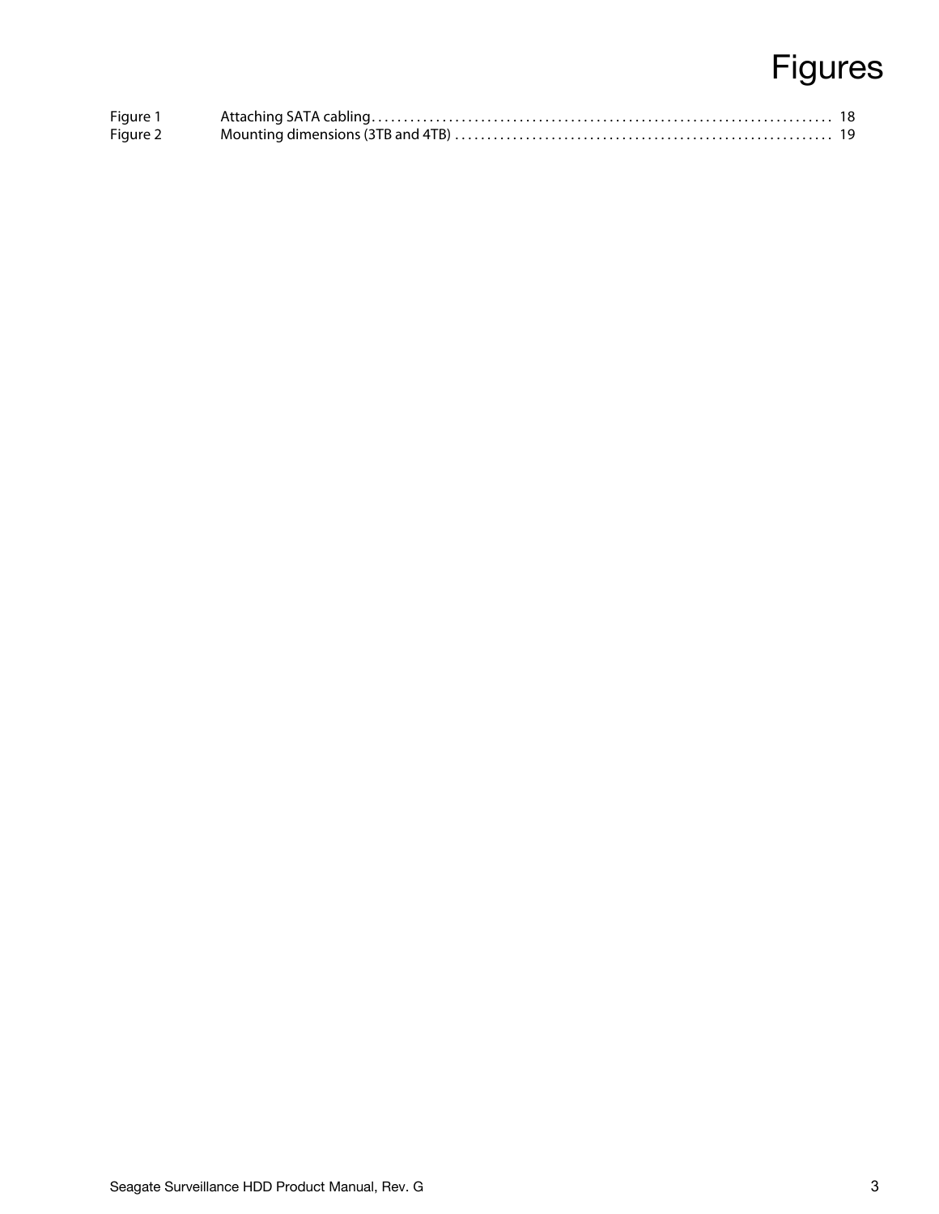# Figures

| | | |
|---|---|---|
| Figure 1 | Attaching SATA cabling | 18 |
| Figure 2 | Mounting dimensions (3TB and 4TB) | 19 |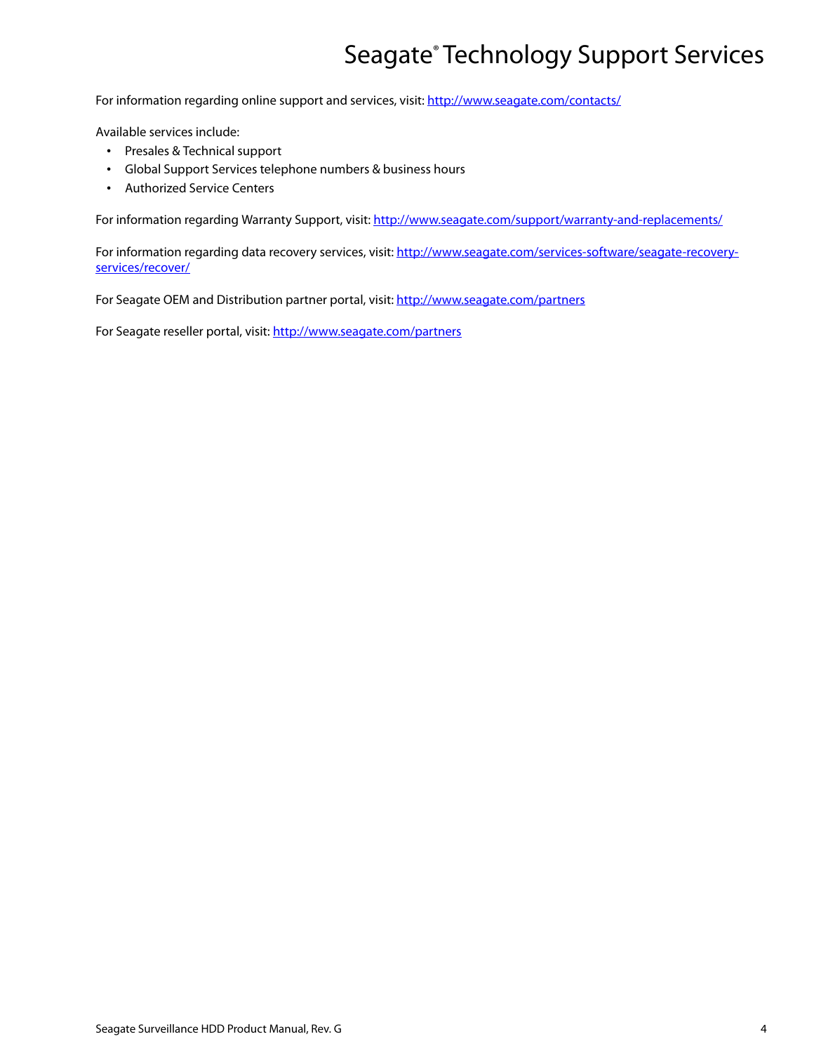# Seagate® Technology Support Services

For information regarding online support and services, visit: http://www.seagate.com/contacts/

Available services include:

- Presales & Technical support
- Global Support Services telephone numbers & business hours
- Authorized Service Centers

For information regarding Warranty Support, visit: http://www.seagate.com/support/warranty-and-replacements/

For information regarding data recovery services, visit: http://www.seagate.com/services-software/seagate-recovery-services/recover/

For Seagate OEM and Distribution partner portal, visit: http://www.seagate.com/partners

For Seagate reseller portal, visit: http://www.seagate.com/partners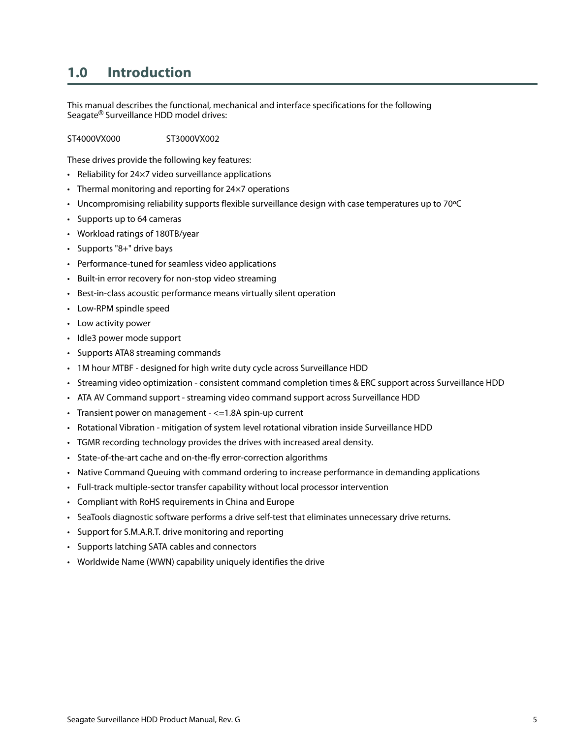# 1.0 Introduction

This manual describes the functional, mechanical and interface specifications for the following Seagate® Surveillance HDD model drives:

ST4000VX000 ST3000VX002

These drives provide the following key features:

- Reliability for 24×7 video surveillance applications
- Thermal monitoring and reporting for 24×7 operations
- Uncompromising reliability supports flexible surveillance design with case temperatures up to 70ºC
- Supports up to 64 cameras
- Workload ratings of 180TB/year
- Supports "8+" drive bays
- Performance-tuned for seamless video applications
- Built-in error recovery for non-stop video streaming
- Best-in-class acoustic performance means virtually silent operation
- Low-RPM spindle speed
- Low activity power
- Idle3 power mode support
- Supports ATA8 streaming commands
- 1M hour MTBF - designed for high write duty cycle across Surveillance HDD
- Streaming video optimization - consistent command completion times & ERC support across Surveillance HDD
- ATA AV Command support - streaming video command support across Surveillance HDD
- Transient power on management - <=1.8A spin-up current
- Rotational Vibration - mitigation of system level rotational vibration inside Surveillance HDD
- TGMR recording technology provides the drives with increased areal density.
- State-of-the-art cache and on-the-fly error-correction algorithms
- Native Command Queuing with command ordering to increase performance in demanding applications
- Full-track multiple-sector transfer capability without local processor intervention
- Compliant with RoHS requirements in China and Europe
- SeaTools diagnostic software performs a drive self-test that eliminates unnecessary drive returns.
- Support for S.M.A.R.T. drive monitoring and reporting
- Supports latching SATA cables and connectors
- Worldwide Name (WWN) capability uniquely identifies the drive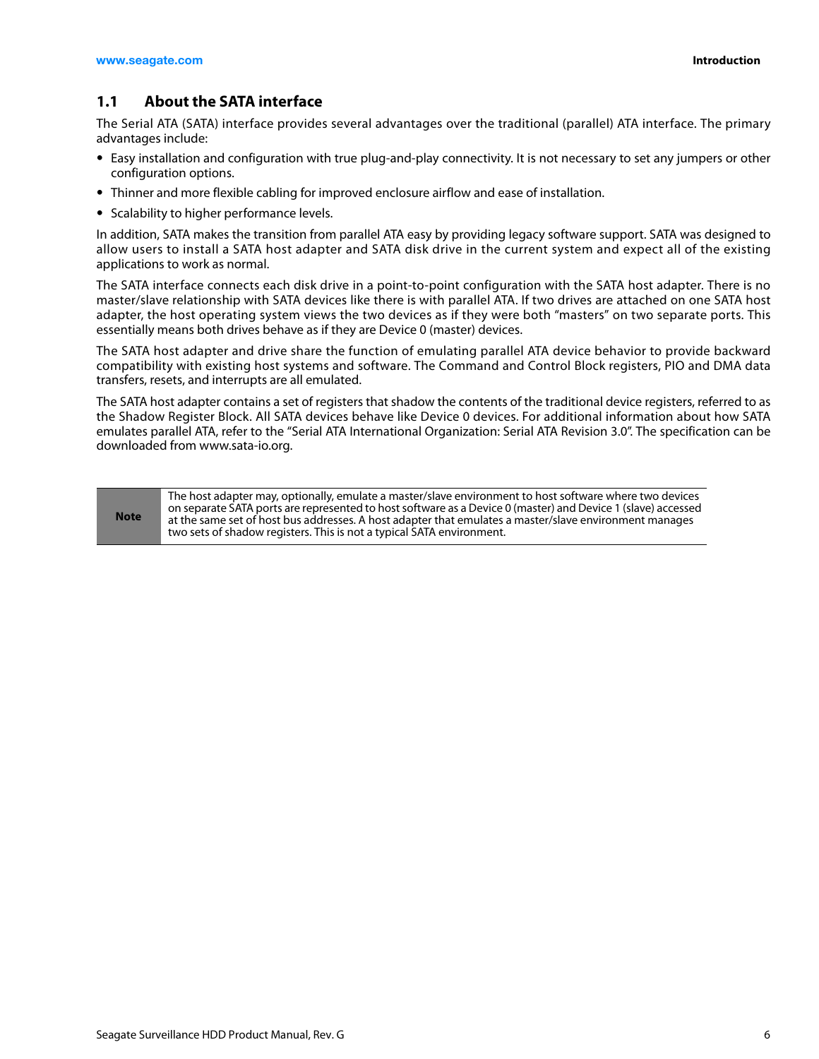## 1.1 About the SATA interface

The Serial ATA (SATA) interface provides several advantages over the traditional (parallel) ATA interface. The primary advantages include:

- Easy installation and configuration with true plug-and-play connectivity. It is not necessary to set any jumpers or other configuration options.
- Thinner and more flexible cabling for improved enclosure airflow and ease of installation.
- Scalability to higher performance levels.

In addition, SATA makes the transition from parallel ATA easy by providing legacy software support. SATA was designed to allow users to install a SATA host adapter and SATA disk drive in the current system and expect all of the existing applications to work as normal.

The SATA interface connects each disk drive in a point-to-point configuration with the SATA host adapter. There is no master/slave relationship with SATA devices like there is with parallel ATA. If two drives are attached on one SATA host adapter, the host operating system views the two devices as if they were both "masters" on two separate ports. This essentially means both drives behave as if they are Device 0 (master) devices.

The SATA host adapter and drive share the function of emulating parallel ATA device behavior to provide backward compatibility with existing host systems and software. The Command and Control Block registers, PIO and DMA data transfers, resets, and interrupts are all emulated.

The SATA host adapter contains a set of registers that shadow the contents of the traditional device registers, referred to as the Shadow Register Block. All SATA devices behave like Device 0 devices. For additional information about how SATA emulates parallel ATA, refer to the "Serial ATA International Organization: Serial ATA Revision 3.0". The specification can be downloaded from www.sata-io.org.

| | |
|---|---|
| **Note** | The host adapter may, optionally, emulate a master/slave environment to host software where two devices on separate SATA ports are represented to host software as a Device 0 (master) and Device 1 (slave) accessed at the same set of host bus addresses. A host adapter that emulates a master/slave environment manages two sets of shadow registers. This is not a typical SATA environment. |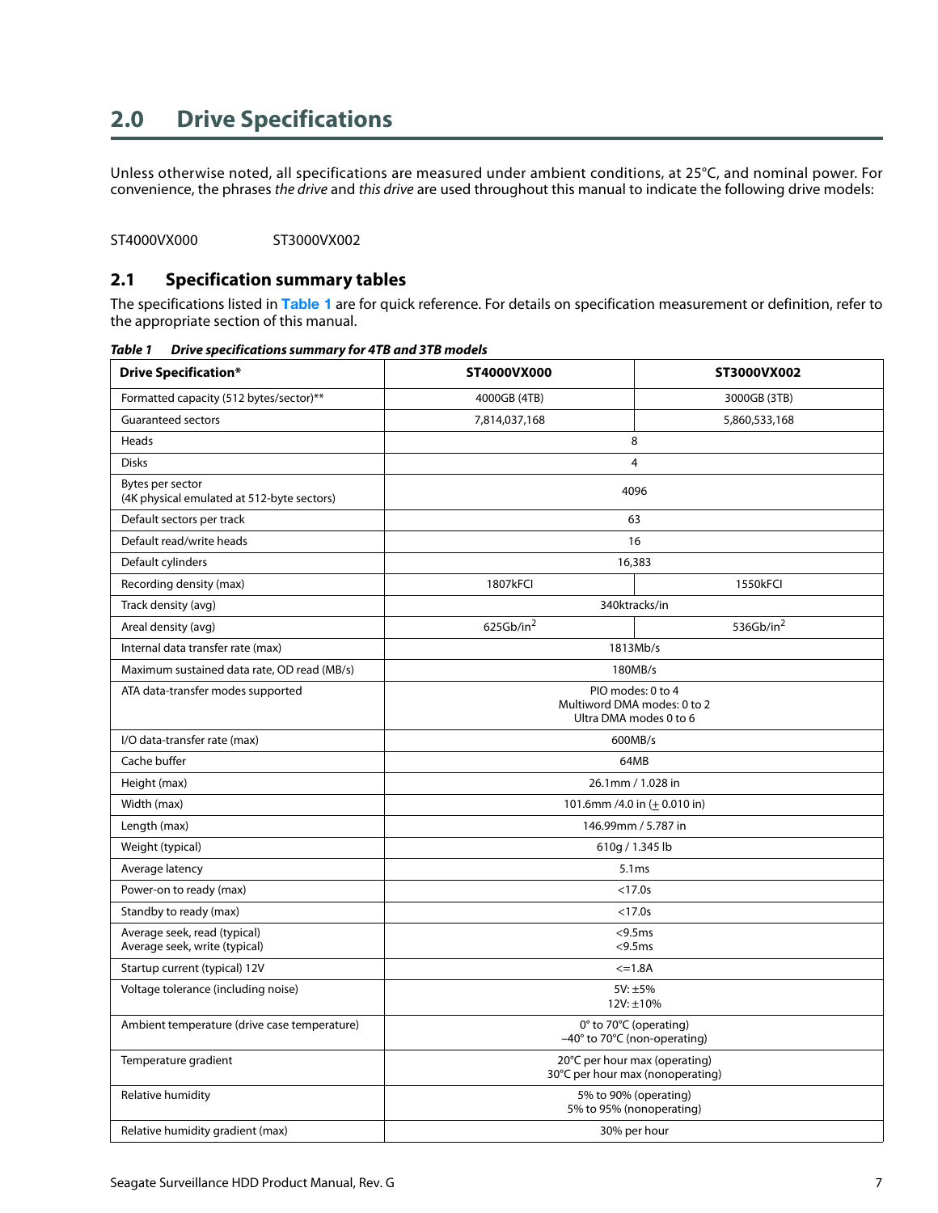# 2.0 Drive Specifications

Unless otherwise noted, all specifications are measured under ambient conditions, at 25°C, and nominal power. For convenience, the phrases *the drive* and *this drive* are used throughout this manual to indicate the following drive models:

ST4000VX000 ST3000VX002

## 2.1 Specification summary tables

The specifications listed in **Table 1** are for quick reference. For details on specification measurement or definition, refer to the appropriate section of this manual.

***Table 1 Drive specifications summary for 4TB and 3TB models***

| Drive Specification* | ST4000VX000 | ST3000VX002 |
|---|---|---|
| Formatted capacity (512 bytes/sector)** | 4000GB (4TB) | 3000GB (3TB) |
| Guaranteed sectors | 7,814,037,168 | 5,860,533,168 |
| Heads | 8 | |
| Disks | 4 | |
| Bytes per sector (4K physical emulated at 512-byte sectors) | 4096 | |
| Default sectors per track | 63 | |
| Default read/write heads | 16 | |
| Default cylinders | 16,383 | |
| Recording density (max) | 1807kFCI | 1550kFCI |
| Track density (avg) | 340ktracks/in | |
| Areal density (avg) | 625Gb/in$^2$ | 536Gb/in$^2$ |
| Internal data transfer rate (max) | 1813Mb/s | |
| Maximum sustained data rate, OD read (MB/s) | 180MB/s | |
| ATA data-transfer modes supported | PIO modes: 0 to 4<br>Multiword DMA modes: 0 to 2<br>Ultra DMA modes 0 to 6 | |
| I/O data-transfer rate (max) | 600MB/s | |
| Cache buffer | 64MB | |
| Height (max) | 26.1mm / 1.028 in | |
| Width (max) | 101.6mm /4.0 in (± 0.010 in) | |
| Length (max) | 146.99mm / 5.787 in | |
| Weight (typical) | 610g / 1.345 lb | |
| Average latency | 5.1ms | |
| Power-on to ready (max) | <17.0s | |
| Standby to ready (max) | <17.0s | |
| Average seek, read (typical)<br>Average seek, write (typical) | <9.5ms<br><9.5ms | |
| Startup current (typical) 12V | <=1.8A | |
| Voltage tolerance (including noise) | 5V: ±5%<br>12V: ±10% | |
| Ambient temperature (drive case temperature) | 0° to 70°C (operating)<br>–40° to 70°C (non-operating) | |
| Temperature gradient | 20°C per hour max (operating)<br>30°C per hour max (nonoperating) | |
| Relative humidity | 5% to 90% (operating)<br>5% to 95% (nonoperating) | |
| Relative humidity gradient (max) | 30% per hour | |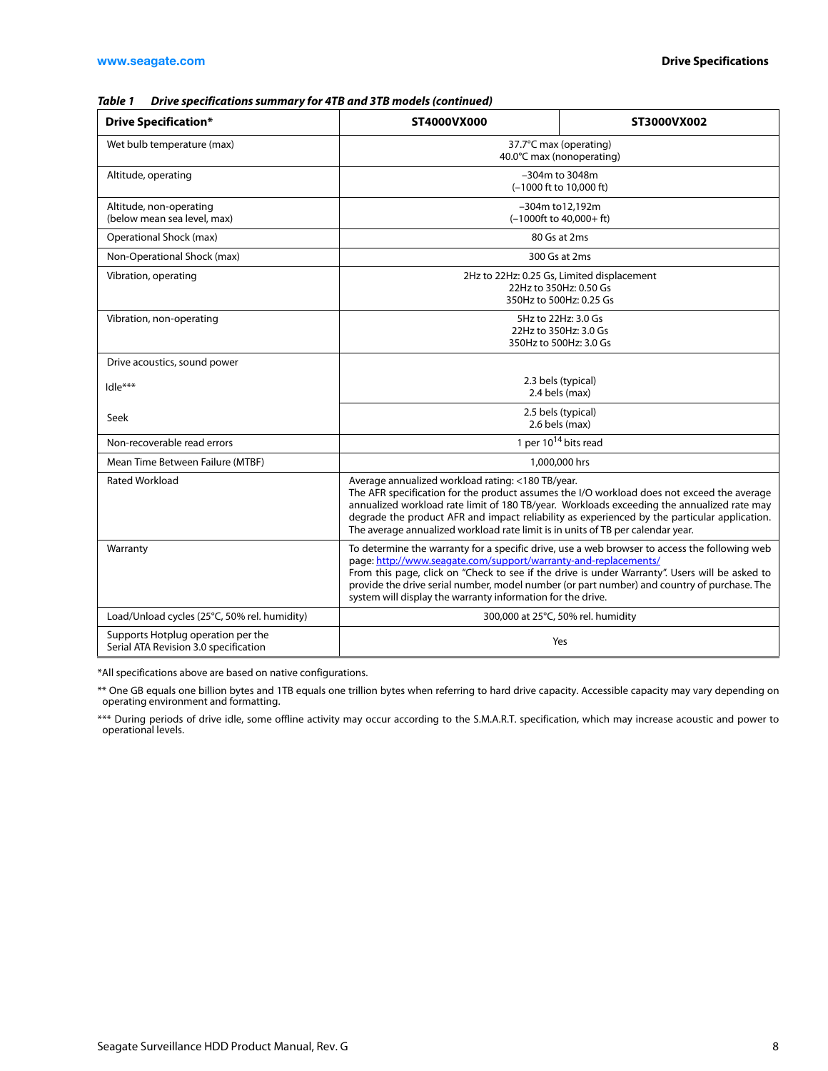*Table 1 Drive specifications summary for 4TB and 3TB models (continued)*

| Drive Specification* | ST4000VX000 | ST3000VX002 |
|---|---|---|
| Wet bulb temperature (max) | 37.7°C max (operating)<br>40.0°C max (nonoperating) | |
| Altitude, operating | –304m to 3048m<br>(–1000 ft to 10,000 ft) | |
| Altitude, non-operating<br>(below mean sea level, max) | –304m to12,192m<br>(–1000ft to 40,000+ ft) | |
| Operational Shock (max) | 80 Gs at 2ms | |
| Non-Operational Shock (max) | 300 Gs at 2ms | |
| Vibration, operating | 2Hz to 22Hz: 0.25 Gs, Limited displacement<br>22Hz to 350Hz: 0.50 Gs<br>350Hz to 500Hz: 0.25 Gs | |
| Vibration, non-operating | 5Hz to 22Hz: 3.0 Gs<br>22Hz to 350Hz: 3.0 Gs<br>350Hz to 500Hz: 3.0 Gs | |
| Drive acoustics, sound power<br>Idle*** | 2.3 bels (typical)<br>2.4 bels (max) | |
| Seek | 2.5 bels (typical)<br>2.6 bels (max) | |
| Non-recoverable read errors | 1 per $10^{14}$ bits read | |
| Mean Time Between Failure (MTBF) | 1,000,000 hrs | |
| Rated Workload | Average annualized workload rating: <180 TB/year.<br>The AFR specification for the product assumes the I/O workload does not exceed the average annualized workload rate limit of 180 TB/year. Workloads exceeding the annualized rate may degrade the product AFR and impact reliability as experienced by the particular application. The average annualized workload rate limit is in units of TB per calendar year. | |
| Warranty | To determine the warranty for a specific drive, use a web browser to access the following web page: http://www.seagate.com/support/warranty-and-replacements/<br>From this page, click on "Check to see if the drive is under Warranty". Users will be asked to provide the drive serial number, model number (or part number) and country of purchase. The system will display the warranty information for the drive. | |
| Load/Unload cycles (25°C, 50% rel. humidity) | 300,000 at 25°C, 50% rel. humidity | |
| Supports Hotplug operation per the Serial ATA Revision 3.0 specification | Yes | |

*All specifications above are based on native configurations.

** One GB equals one billion bytes and 1TB equals one trillion bytes when referring to hard drive capacity. Accessible capacity may vary depending on operating environment and formatting.

*** During periods of drive idle, some offline activity may occur according to the S.M.A.R.T. specification, which may increase acoustic and power to operational levels.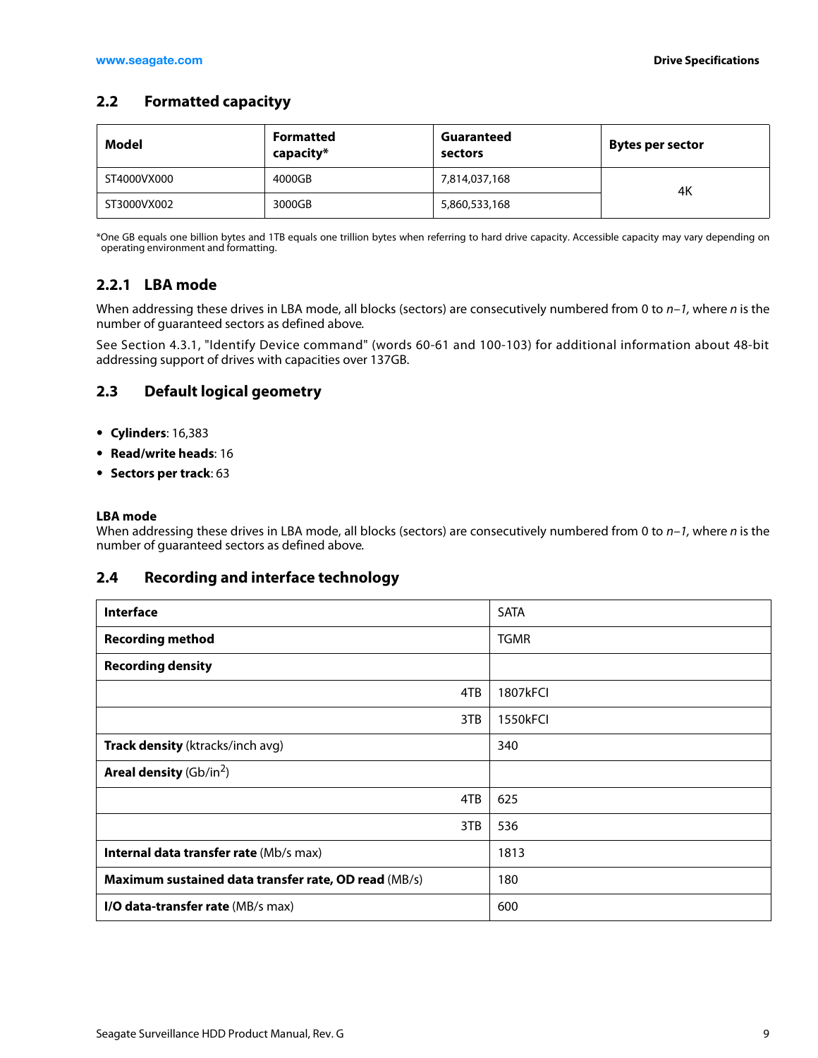## 2.2 Formatted capacityy

| Model | Formatted capacity* | Guaranteed sectors | Bytes per sector |
|---|---|---|---|
| ST4000VX000 | 4000GB | 7,814,037,168 | 4K |
| ST3000VX002 | 3000GB | 5,860,533,168 | |

*One GB equals one billion bytes and 1TB equals one trillion bytes when referring to hard drive capacity. Accessible capacity may vary depending on operating environment and formatting.

### 2.2.1 LBA mode

When addressing these drives in LBA mode, all blocks (sectors) are consecutively numbered from 0 to *n–1*, where *n* is the number of guaranteed sectors as defined above.

See Section 4.3.1, "Identify Device command" (words 60-61 and 100-103) for additional information about 48-bit addressing support of drives with capacities over 137GB.

## 2.3 Default logical geometry

- **Cylinders**: 16,383
- **Read/write heads**: 16
- **Sectors per track**: 63

**LBA mode**
When addressing these drives in LBA mode, all blocks (sectors) are consecutively numbered from 0 to *n–1*, where *n* is the number of guaranteed sectors as defined above.

## 2.4 Recording and interface technology

| | |
|---|---|
| **Interface** | SATA |
| **Recording method** | TGMR |
| **Recording density** | |
| 4TB | 1807kFCI |
| 3TB | 1550kFCI |
| **Track density** (ktracks/inch avg) | 340 |
| **Areal density** (Gb/in$^2$) | |
| 4TB | 625 |
| 3TB | 536 |
| **Internal data transfer rate** (Mb/s max) | 1813 |
| **Maximum sustained data transfer rate, OD read** (MB/s) | 180 |
| **I/O data-transfer rate** (MB/s max) | 600 |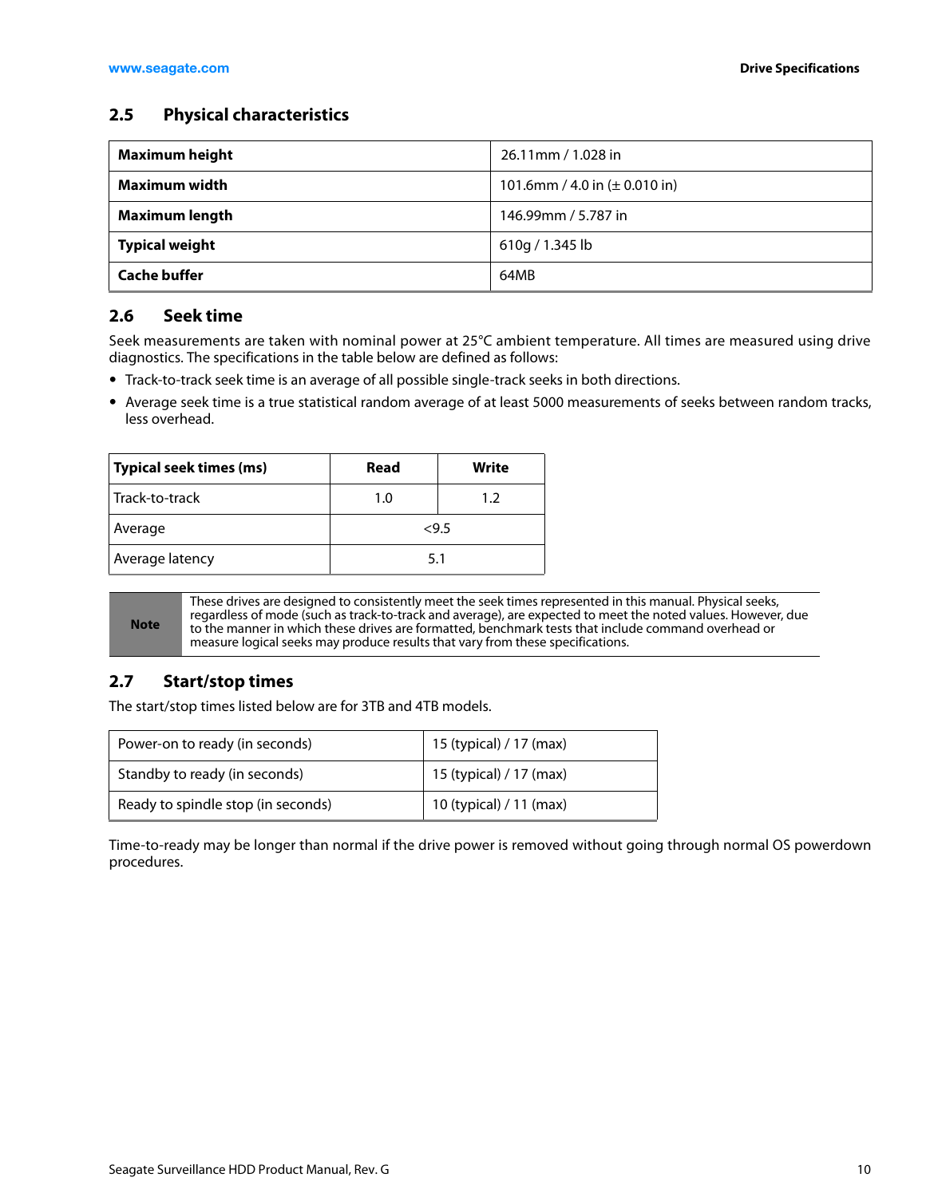## 2.5 Physical characteristics

| | |
|---|---|
| **Maximum height** | 26.11mm / 1.028 in |
| **Maximum width** | 101.6mm / 4.0 in (± 0.010 in) |
| **Maximum length** | 146.99mm / 5.787 in |
| **Typical weight** | 610g / 1.345 lb |
| **Cache buffer** | 64MB |

## 2.6 Seek time

Seek measurements are taken with nominal power at 25°C ambient temperature. All times are measured using drive diagnostics. The specifications in the table below are defined as follows:

- Track-to-track seek time is an average of all possible single-track seeks in both directions.
- Average seek time is a true statistical random average of at least 5000 measurements of seeks between random tracks, less overhead.

| **Typical seek times (ms)** | **Read** | **Write** |
|---|---|---|
| Track-to-track | 1.0 | 1.2 |
| Average | <9.5 | |
| Average latency | 5.1 | |

| | |
|---|---|
| **Note** | These drives are designed to consistently meet the seek times represented in this manual. Physical seeks, regardless of mode (such as track-to-track and average), are expected to meet the noted values. However, due to the manner in which these drives are formatted, benchmark tests that include command overhead or measure logical seeks may produce results that vary from these specifications. |

## 2.7 Start/stop times

The start/stop times listed below are for 3TB and 4TB models.

| | |
|---|---|
| Power-on to ready (in seconds) | 15 (typical) / 17 (max) |
| Standby to ready (in seconds) | 15 (typical) / 17 (max) |
| Ready to spindle stop (in seconds) | 10 (typical) / 11 (max) |

Time-to-ready may be longer than normal if the drive power is removed without going through normal OS powerdown procedures.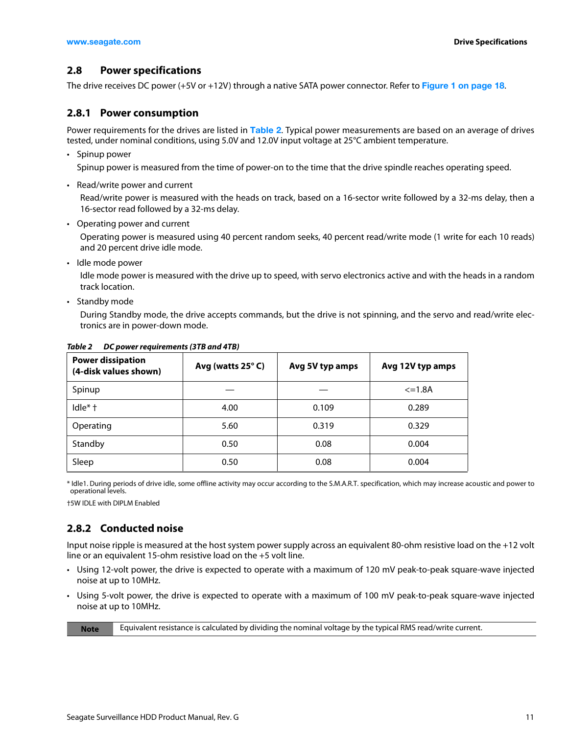## 2.8 Power specifications

The drive receives DC power (+5V or +12V) through a native SATA power connector. Refer to Figure 1 on page 18.

### 2.8.1 Power consumption

Power requirements for the drives are listed in Table 2. Typical power measurements are based on an average of drives tested, under nominal conditions, using 5.0V and 12.0V input voltage at 25°C ambient temperature.

- Spinup power

  Spinup power is measured from the time of power-on to the time that the drive spindle reaches operating speed.

- Read/write power and current

  Read/write power is measured with the heads on track, based on a 16-sector write followed by a 32-ms delay, then a 16-sector read followed by a 32-ms delay.

- Operating power and current

  Operating power is measured using 40 percent random seeks, 40 percent read/write mode (1 write for each 10 reads) and 20 percent drive idle mode.

- Idle mode power

  Idle mode power is measured with the drive up to speed, with servo electronics active and with the heads in a random track location.

- Standby mode

  During Standby mode, the drive accepts commands, but the drive is not spinning, and the servo and read/write electronics are in power-down mode.

*Table 2 DC power requirements (3TB and 4TB)*

| Power dissipation (4-disk values shown) | Avg (watts 25° C) | Avg 5V typ amps | Avg 12V typ amps |
|---|---|---|---|
| Spinup | — | — | <=1.8A |
| Idle* † | 4.00 | 0.109 | 0.289 |
| Operating | 5.60 | 0.319 | 0.329 |
| Standby | 0.50 | 0.08 | 0.004 |
| Sleep | 0.50 | 0.08 | 0.004 |

* Idle1. During periods of drive idle, some offline activity may occur according to the S.M.A.R.T. specification, which may increase acoustic and power to operational levels.

†5W IDLE with DIPLM Enabled

### 2.8.2 Conducted noise

Input noise ripple is measured at the host system power supply across an equivalent 80-ohm resistive load on the +12 volt line or an equivalent 15-ohm resistive load on the +5 volt line.

- Using 12-volt power, the drive is expected to operate with a maximum of 120 mV peak-to-peak square-wave injected noise at up to 10MHz.
- Using 5-volt power, the drive is expected to operate with a maximum of 100 mV peak-to-peak square-wave injected noise at up to 10MHz.

**Note** Equivalent resistance is calculated by dividing the nominal voltage by the typical RMS read/write current.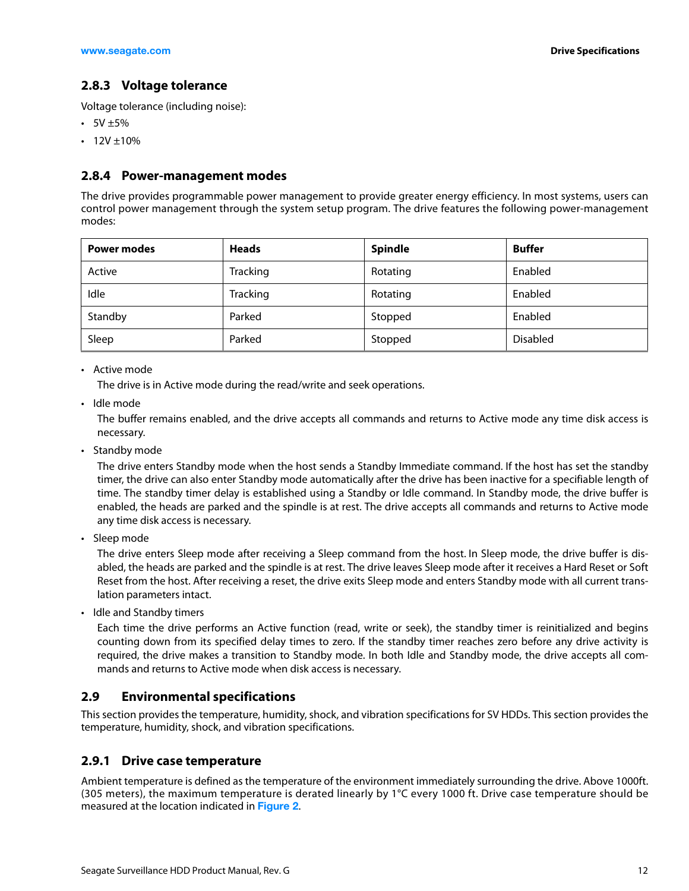### 2.8.3 Voltage tolerance

Voltage tolerance (including noise):

- 5V ±5%
- 12V ±10%

### 2.8.4 Power-management modes

The drive provides programmable power management to provide greater energy efficiency. In most systems, users can control power management through the system setup program. The drive features the following power-management modes:

| Power modes | Heads | Spindle | Buffer |
|---|---|---|---|
| Active | Tracking | Rotating | Enabled |
| Idle | Tracking | Rotating | Enabled |
| Standby | Parked | Stopped | Enabled |
| Sleep | Parked | Stopped | Disabled |

- Active mode

  The drive is in Active mode during the read/write and seek operations.

- Idle mode

  The buffer remains enabled, and the drive accepts all commands and returns to Active mode any time disk access is necessary.

- Standby mode

  The drive enters Standby mode when the host sends a Standby Immediate command. If the host has set the standby timer, the drive can also enter Standby mode automatically after the drive has been inactive for a specifiable length of time. The standby timer delay is established using a Standby or Idle command. In Standby mode, the drive buffer is enabled, the heads are parked and the spindle is at rest. The drive accepts all commands and returns to Active mode any time disk access is necessary.

- Sleep mode

  The drive enters Sleep mode after receiving a Sleep command from the host. In Sleep mode, the drive buffer is disabled, the heads are parked and the spindle is at rest. The drive leaves Sleep mode after it receives a Hard Reset or Soft Reset from the host. After receiving a reset, the drive exits Sleep mode and enters Standby mode with all current translation parameters intact.

- Idle and Standby timers

  Each time the drive performs an Active function (read, write or seek), the standby timer is reinitialized and begins counting down from its specified delay times to zero. If the standby timer reaches zero before any drive activity is required, the drive makes a transition to Standby mode. In both Idle and Standby mode, the drive accepts all commands and returns to Active mode when disk access is necessary.

## 2.9 Environmental specifications

This section provides the temperature, humidity, shock, and vibration specifications for SV HDDs. This section provides the temperature, humidity, shock, and vibration specifications.

### 2.9.1 Drive case temperature

Ambient temperature is defined as the temperature of the environment immediately surrounding the drive. Above 1000ft. (305 meters), the maximum temperature is derated linearly by 1°C every 1000 ft. Drive case temperature should be measured at the location indicated in Figure 2.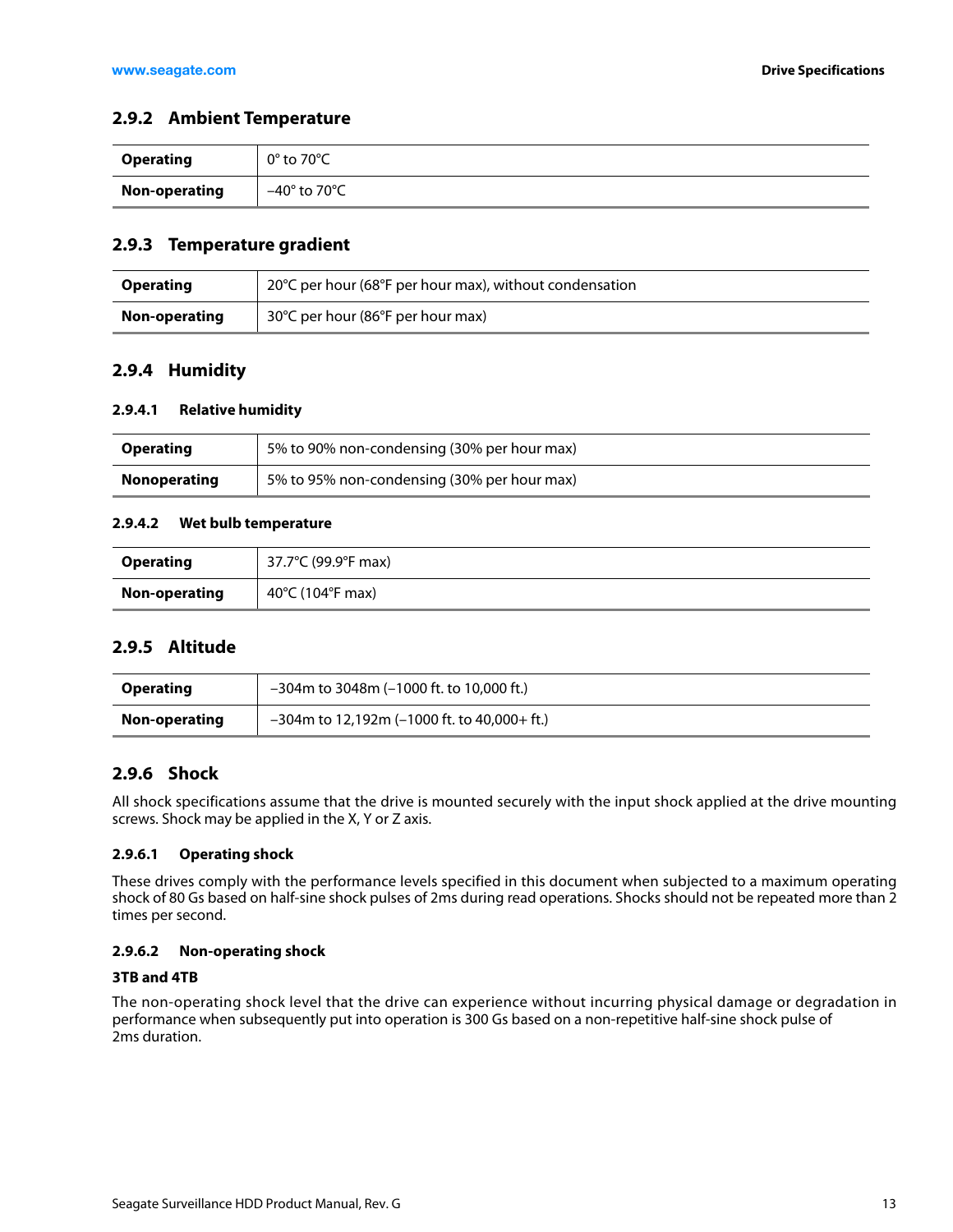### 2.9.2 Ambient Temperature

| | |
|---|---|
| **Operating** | 0° to 70°C |
| **Non-operating** | –40° to 70°C |

### 2.9.3 Temperature gradient

| | |
|---|---|
| **Operating** | 20°C per hour (68°F per hour max), without condensation |
| **Non-operating** | 30°C per hour (86°F per hour max) |

### 2.9.4 Humidity

#### 2.9.4.1 Relative humidity

| | |
|---|---|
| **Operating** | 5% to 90% non-condensing (30% per hour max) |
| **Nonoperating** | 5% to 95% non-condensing (30% per hour max) |

#### 2.9.4.2 Wet bulb temperature

| | |
|---|---|
| **Operating** | 37.7°C (99.9°F max) |
| **Non-operating** | 40°C (104°F max) |

### 2.9.5 Altitude

| | |
|---|---|
| **Operating** | –304m to 3048m (–1000 ft. to 10,000 ft.) |
| **Non-operating** | –304m to 12,192m (–1000 ft. to 40,000+ ft.) |

### 2.9.6 Shock

All shock specifications assume that the drive is mounted securely with the input shock applied at the drive mounting screws. Shock may be applied in the X, Y or Z axis.

#### 2.9.6.1 Operating shock

These drives comply with the performance levels specified in this document when subjected to a maximum operating shock of 80 Gs based on half-sine shock pulses of 2ms during read operations. Shocks should not be repeated more than 2 times per second.

#### 2.9.6.2 Non-operating shock

**3TB and 4TB**

The non-operating shock level that the drive can experience without incurring physical damage or degradation in performance when subsequently put into operation is 300 Gs based on a non-repetitive half-sine shock pulse of 2ms duration.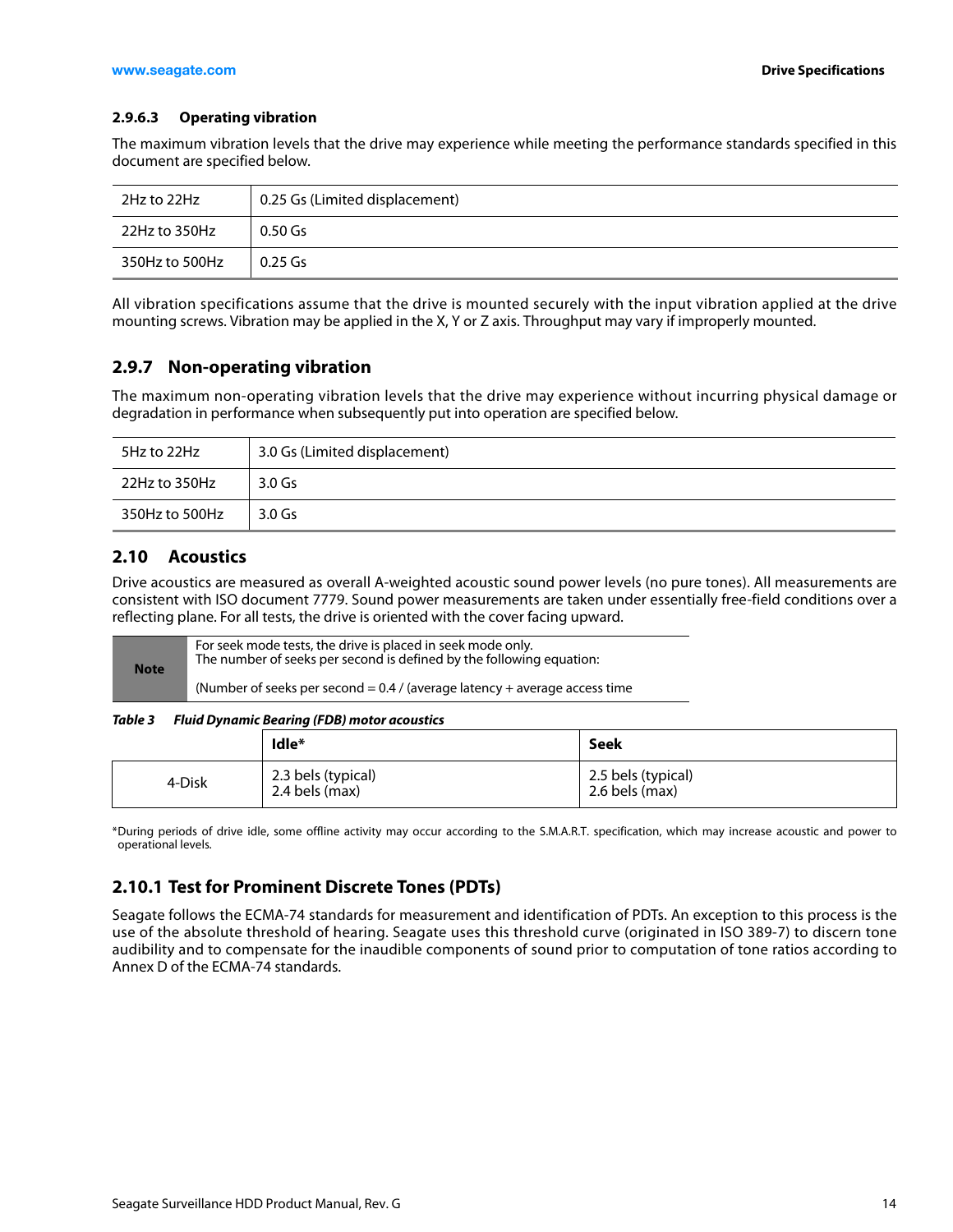#### 2.9.6.3 Operating vibration

The maximum vibration levels that the drive may experience while meeting the performance standards specified in this document are specified below.

| | |
|---|---|
| 2Hz to 22Hz | 0.25 Gs (Limited displacement) |
| 22Hz to 350Hz | 0.50 Gs |
| 350Hz to 500Hz | 0.25 Gs |

All vibration specifications assume that the drive is mounted securely with the input vibration applied at the drive mounting screws. Vibration may be applied in the X, Y or Z axis. Throughput may vary if improperly mounted.

### 2.9.7 Non-operating vibration

The maximum non-operating vibration levels that the drive may experience without incurring physical damage or degradation in performance when subsequently put into operation are specified below.

| | |
|---|---|
| 5Hz to 22Hz | 3.0 Gs (Limited displacement) |
| 22Hz to 350Hz | 3.0 Gs |
| 350Hz to 500Hz | 3.0 Gs |

## 2.10 Acoustics

Drive acoustics are measured as overall A-weighted acoustic sound power levels (no pure tones). All measurements are consistent with ISO document 7779. Sound power measurements are taken under essentially free-field conditions over a reflecting plane. For all tests, the drive is oriented with the cover facing upward.

> **Note**
>
> For seek mode tests, the drive is placed in seek mode only.
> The number of seeks per second is defined by the following equation:
>
> (Number of seeks per second = 0.4 / (average latency + average access time

***Table 3 Fluid Dynamic Bearing (FDB) motor acoustics***

| | Idle* | Seek |
|---|---|---|
| 4-Disk | 2.3 bels (typical)<br>2.4 bels (max) | 2.5 bels (typical)<br>2.6 bels (max) |

*During periods of drive idle, some offline activity may occur according to the S.M.A.R.T. specification, which may increase acoustic and power to operational levels.

### 2.10.1 Test for Prominent Discrete Tones (PDTs)

Seagate follows the ECMA-74 standards for measurement and identification of PDTs. An exception to this process is the use of the absolute threshold of hearing. Seagate uses this threshold curve (originated in ISO 389-7) to discern tone audibility and to compensate for the inaudible components of sound prior to computation of tone ratios according to Annex D of the ECMA-74 standards.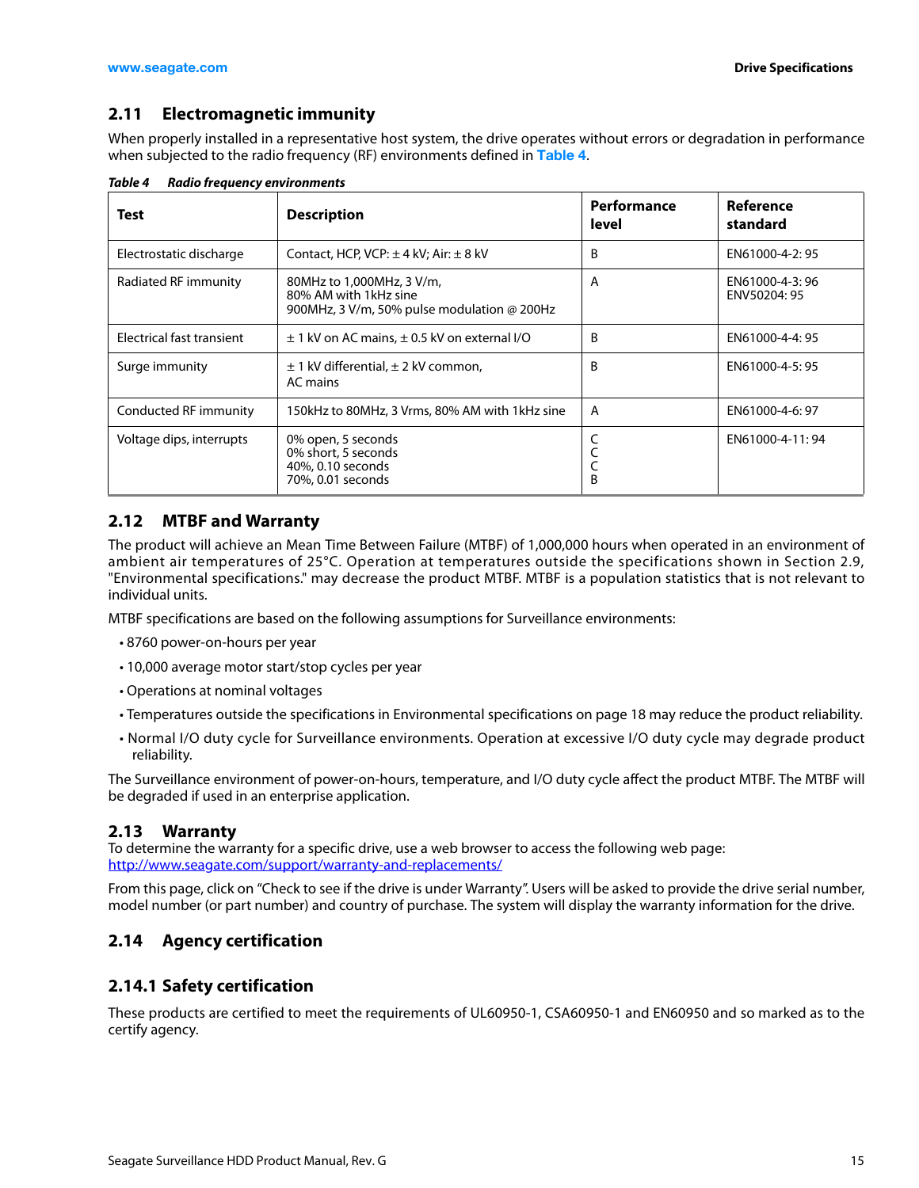## 2.11 Electromagnetic immunity

When properly installed in a representative host system, the drive operates without errors or degradation in performance when subjected to the radio frequency (RF) environments defined in Table 4.

*Table 4 Radio frequency environments*

| Test | Description | Performance level | Reference standard |
|---|---|---|---|
| Electrostatic discharge | Contact, HCP, VCP: ± 4 kV; Air: ± 8 kV | B | EN61000-4-2: 95 |
| Radiated RF immunity | 80MHz to 1,000MHz, 3 V/m, 80% AM with 1kHz sine 900MHz, 3 V/m, 50% pulse modulation @ 200Hz | A | EN61000-4-3: 96 ENV50204: 95 |
| Electrical fast transient | ± 1 kV on AC mains, ± 0.5 kV on external I/O | B | EN61000-4-4: 95 |
| Surge immunity | ± 1 kV differential, ± 2 kV common, AC mains | B | EN61000-4-5: 95 |
| Conducted RF immunity | 150kHz to 80MHz, 3 Vrms, 80% AM with 1kHz sine | A | EN61000-4-6: 97 |
| Voltage dips, interrupts | 0% open, 5 seconds<br>0% short, 5 seconds<br>40%, 0.10 seconds<br>70%, 0.01 seconds | C<br>C<br>C<br>B | EN61000-4-11: 94 |

## 2.12 MTBF and Warranty

The product will achieve an Mean Time Between Failure (MTBF) of 1,000,000 hours when operated in an environment of ambient air temperatures of 25°C. Operation at temperatures outside the specifications shown in Section 2.9, "Environmental specifications." may decrease the product MTBF. MTBF is a population statistics that is not relevant to individual units.

MTBF specifications are based on the following assumptions for Surveillance environments:

- 8760 power-on-hours per year
- 10,000 average motor start/stop cycles per year
- Operations at nominal voltages
- Temperatures outside the specifications in Environmental specifications on page 18 may reduce the product reliability.
- Normal I/O duty cycle for Surveillance environments. Operation at excessive I/O duty cycle may degrade product reliability.

The Surveillance environment of power-on-hours, temperature, and I/O duty cycle affect the product MTBF. The MTBF will be degraded if used in an enterprise application.

## 2.13 Warranty

To determine the warranty for a specific drive, use a web browser to access the following web page:
http://www.seagate.com/support/warranty-and-replacements/

From this page, click on "Check to see if the drive is under Warranty". Users will be asked to provide the drive serial number, model number (or part number) and country of purchase. The system will display the warranty information for the drive.

## 2.14 Agency certification

### 2.14.1 Safety certification

These products are certified to meet the requirements of UL60950-1, CSA60950-1 and EN60950 and so marked as to the certify agency.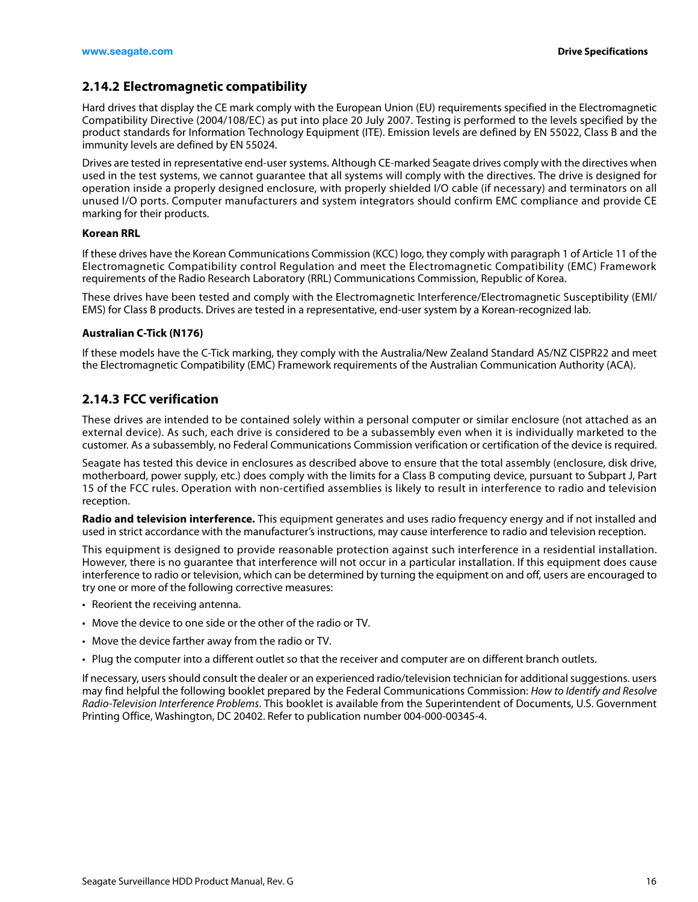### 2.14.2 Electromagnetic compatibility

Hard drives that display the CE mark comply with the European Union (EU) requirements specified in the Electromagnetic Compatibility Directive (2004/108/EC) as put into place 20 July 2007. Testing is performed to the levels specified by the product standards for Information Technology Equipment (ITE). Emission levels are defined by EN 55022, Class B and the immunity levels are defined by EN 55024.

Drives are tested in representative end-user systems. Although CE-marked Seagate drives comply with the directives when used in the test systems, we cannot guarantee that all systems will comply with the directives. The drive is designed for operation inside a properly designed enclosure, with properly shielded I/O cable (if necessary) and terminators on all unused I/O ports. Computer manufacturers and system integrators should confirm EMC compliance and provide CE marking for their products.

**Korean RRL**

If these drives have the Korean Communications Commission (KCC) logo, they comply with paragraph 1 of Article 11 of the Electromagnetic Compatibility control Regulation and meet the Electromagnetic Compatibility (EMC) Framework requirements of the Radio Research Laboratory (RRL) Communications Commission, Republic of Korea.

These drives have been tested and comply with the Electromagnetic Interference/Electromagnetic Susceptibility (EMI/EMS) for Class B products. Drives are tested in a representative, end-user system by a Korean-recognized lab.

**Australian C-Tick (N176)**

If these models have the C-Tick marking, they comply with the Australia/New Zealand Standard AS/NZ CISPR22 and meet the Electromagnetic Compatibility (EMC) Framework requirements of the Australian Communication Authority (ACA).

### 2.14.3 FCC verification

These drives are intended to be contained solely within a personal computer or similar enclosure (not attached as an external device). As such, each drive is considered to be a subassembly even when it is individually marketed to the customer. As a subassembly, no Federal Communications Commission verification or certification of the device is required.

Seagate has tested this device in enclosures as described above to ensure that the total assembly (enclosure, disk drive, motherboard, power supply, etc.) does comply with the limits for a Class B computing device, pursuant to Subpart J, Part 15 of the FCC rules. Operation with non-certified assemblies is likely to result in interference to radio and television reception.

**Radio and television interference.** This equipment generates and uses radio frequency energy and if not installed and used in strict accordance with the manufacturer's instructions, may cause interference to radio and television reception.

This equipment is designed to provide reasonable protection against such interference in a residential installation. However, there is no guarantee that interference will not occur in a particular installation. If this equipment does cause interference to radio or television, which can be determined by turning the equipment on and off, users are encouraged to try one or more of the following corrective measures:

- Reorient the receiving antenna.
- Move the device to one side or the other of the radio or TV.
- Move the device farther away from the radio or TV.
- Plug the computer into a different outlet so that the receiver and computer are on different branch outlets.

If necessary, users should consult the dealer or an experienced radio/television technician for additional suggestions. users may find helpful the following booklet prepared by the Federal Communications Commission: *How to Identify and Resolve Radio-Television Interference Problems*. This booklet is available from the Superintendent of Documents, U.S. Government Printing Office, Washington, DC 20402. Refer to publication number 004-000-00345-4.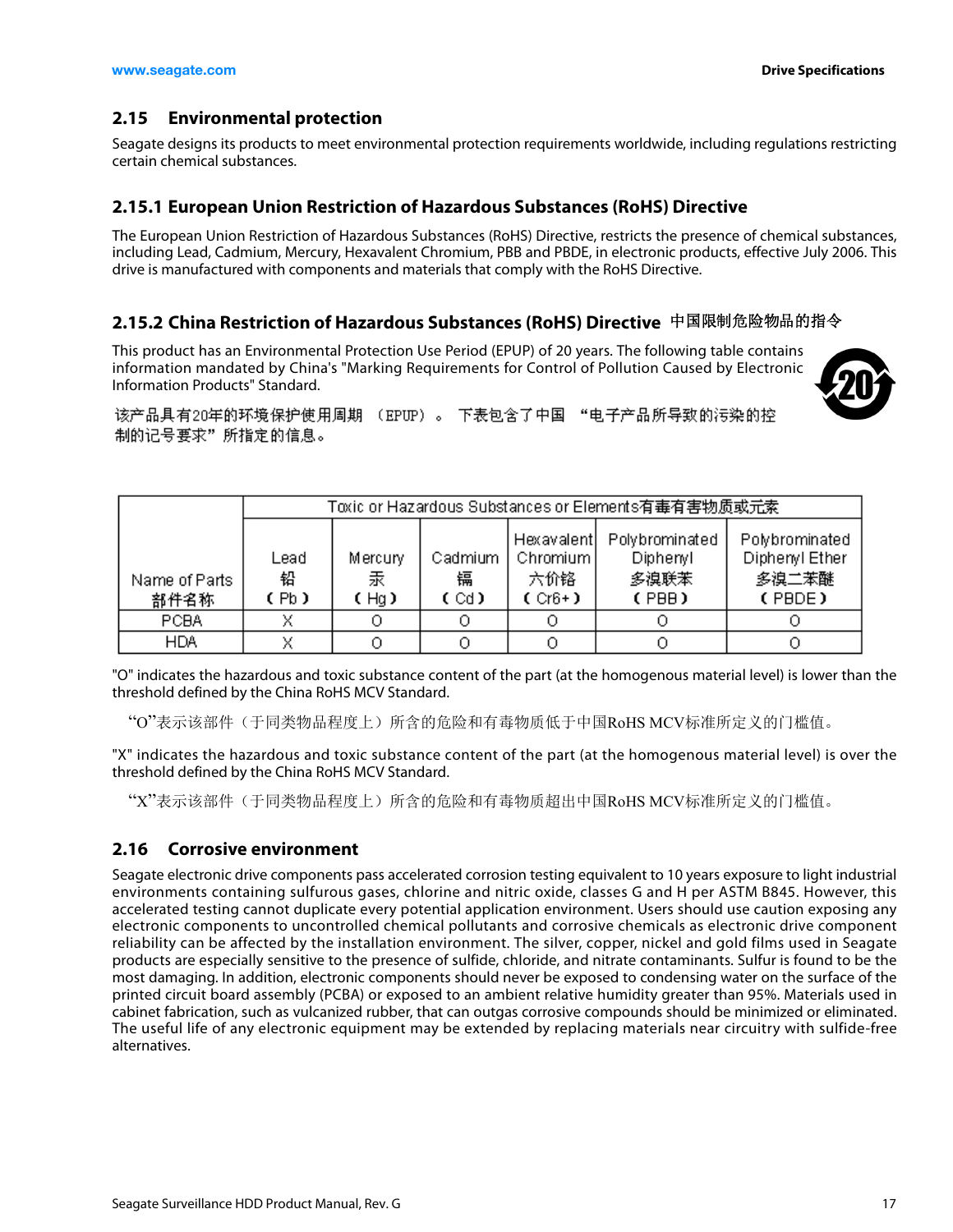## 2.15 Environmental protection

Seagate designs its products to meet environmental protection requirements worldwide, including regulations restricting certain chemical substances.

### 2.15.1 European Union Restriction of Hazardous Substances (RoHS) Directive

The European Union Restriction of Hazardous Substances (RoHS) Directive, restricts the presence of chemical substances, including Lead, Cadmium, Mercury, Hexavalent Chromium, PBB and PBDE, in electronic products, effective July 2006. This drive is manufactured with components and materials that comply with the RoHS Directive.

### 2.15.2 China Restriction of Hazardous Substances (RoHS) Directive 中国限制危险物品的指令

This product has an Environmental Protection Use Period (EPUP) of 20 years. The following table contains information mandated by China's "Marking Requirements for Control of Pollution Caused by Electronic Information Products" Standard.

该产品具有20年的环境保护使用周期 （EPUP）。 下表包含了中国 “电子产品所导致的污染的控制的记号要求” 所指定的信息。

| Name of Parts 部件名称 | Toxic or Hazardous Substances or Elements有毒有害物质或元素 | | | | | |
|---|---|---|---|---|---|---|
| | Lead 铅 (Pb) | Mercury 汞 (Hg) | Cadmium 镉 (Cd) | Hexavalent Chromium 六价铬 (Cr6+) | Polybrominated Diphenyl 多溴联苯 (PBB) | Polybrominated Diphenyl Ether 多溴二苯醚 (PBDE) |
| PCBA | X | O | O | O | O | O |
| HDA | X | O | O | O | O | O |

"O" indicates the hazardous and toxic substance content of the part (at the homogenous material level) is lower than the threshold defined by the China RoHS MCV Standard.

“O”表示该部件（于同类物品程度上）所含的危险和有毒物质低于中国RoHS MCV标准所定义的门槛值。

"X" indicates the hazardous and toxic substance content of the part (at the homogenous material level) is over the threshold defined by the China RoHS MCV Standard.

“X”表示该部件（于同类物品程度上）所含的危险和有毒物质超出中国RoHS MCV标准所定义的门槛值。

## 2.16 Corrosive environment

Seagate electronic drive components pass accelerated corrosion testing equivalent to 10 years exposure to light industrial environments containing sulfurous gases, chlorine and nitric oxide, classes G and H per ASTM B845. However, this accelerated testing cannot duplicate every potential application environment. Users should use caution exposing any electronic components to uncontrolled chemical pollutants and corrosive chemicals as electronic drive component reliability can be affected by the installation environment. The silver, copper, nickel and gold films used in Seagate products are especially sensitive to the presence of sulfide, chloride, and nitrate contaminants. Sulfur is found to be the most damaging. In addition, electronic components should never be exposed to condensing water on the surface of the printed circuit board assembly (PCBA) or exposed to an ambient relative humidity greater than 95%. Materials used in cabinet fabrication, such as vulcanized rubber, that can outgas corrosive compounds should be minimized or eliminated. The useful life of any electronic equipment may be extended by replacing materials near circuitry with sulfide-free alternatives.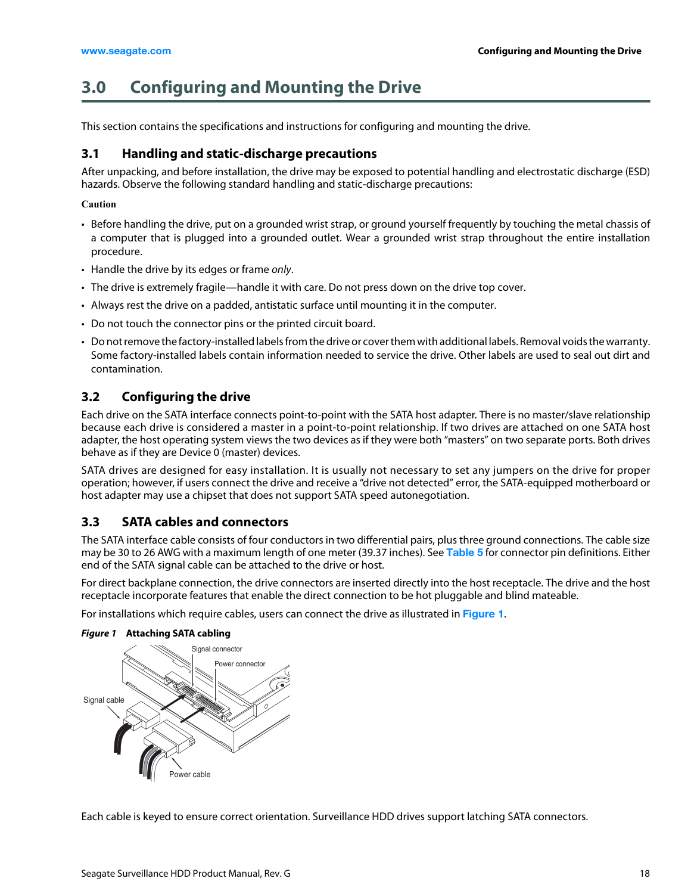# 3.0 Configuring and Mounting the Drive

This section contains the specifications and instructions for configuring and mounting the drive.

## 3.1 Handling and static-discharge precautions

After unpacking, and before installation, the drive may be exposed to potential handling and electrostatic discharge (ESD) hazards. Observe the following standard handling and static-discharge precautions:

**Caution**

- Before handling the drive, put on a grounded wrist strap, or ground yourself frequently by touching the metal chassis of a computer that is plugged into a grounded outlet. Wear a grounded wrist strap throughout the entire installation procedure.
- Handle the drive by its edges or frame *only*.
- The drive is extremely fragile—handle it with care. Do not press down on the drive top cover.
- Always rest the drive on a padded, antistatic surface until mounting it in the computer.
- Do not touch the connector pins or the printed circuit board.
- Do not remove the factory-installed labels from the drive or cover them with additional labels. Removal voids the warranty. Some factory-installed labels contain information needed to service the drive. Other labels are used to seal out dirt and contamination.

## 3.2 Configuring the drive

Each drive on the SATA interface connects point-to-point with the SATA host adapter. There is no master/slave relationship because each drive is considered a master in a point-to-point relationship. If two drives are attached on one SATA host adapter, the host operating system views the two devices as if they were both "masters" on two separate ports. Both drives behave as if they are Device 0 (master) devices.

SATA drives are designed for easy installation. It is usually not necessary to set any jumpers on the drive for proper operation; however, if users connect the drive and receive a "drive not detected" error, the SATA-equipped motherboard or host adapter may use a chipset that does not support SATA speed autonegotiation.

## 3.3 SATA cables and connectors

The SATA interface cable consists of four conductors in two differential pairs, plus three ground connections. The cable size may be 30 to 26 AWG with a maximum length of one meter (39.37 inches). See **Table 5** for connector pin definitions. Either end of the SATA signal cable can be attached to the drive or host.

For direct backplane connection, the drive connectors are inserted directly into the host receptacle. The drive and the host receptacle incorporate features that enable the direct connection to be hot pluggable and blind mateable.

For installations which require cables, users can connect the drive as illustrated in **Figure 1**.

***Figure 1*** **Attaching SATA cabling**

Signal connector

Power connector

Signal cable

Power cable

Each cable is keyed to ensure correct orientation. Surveillance HDD drives support latching SATA connectors.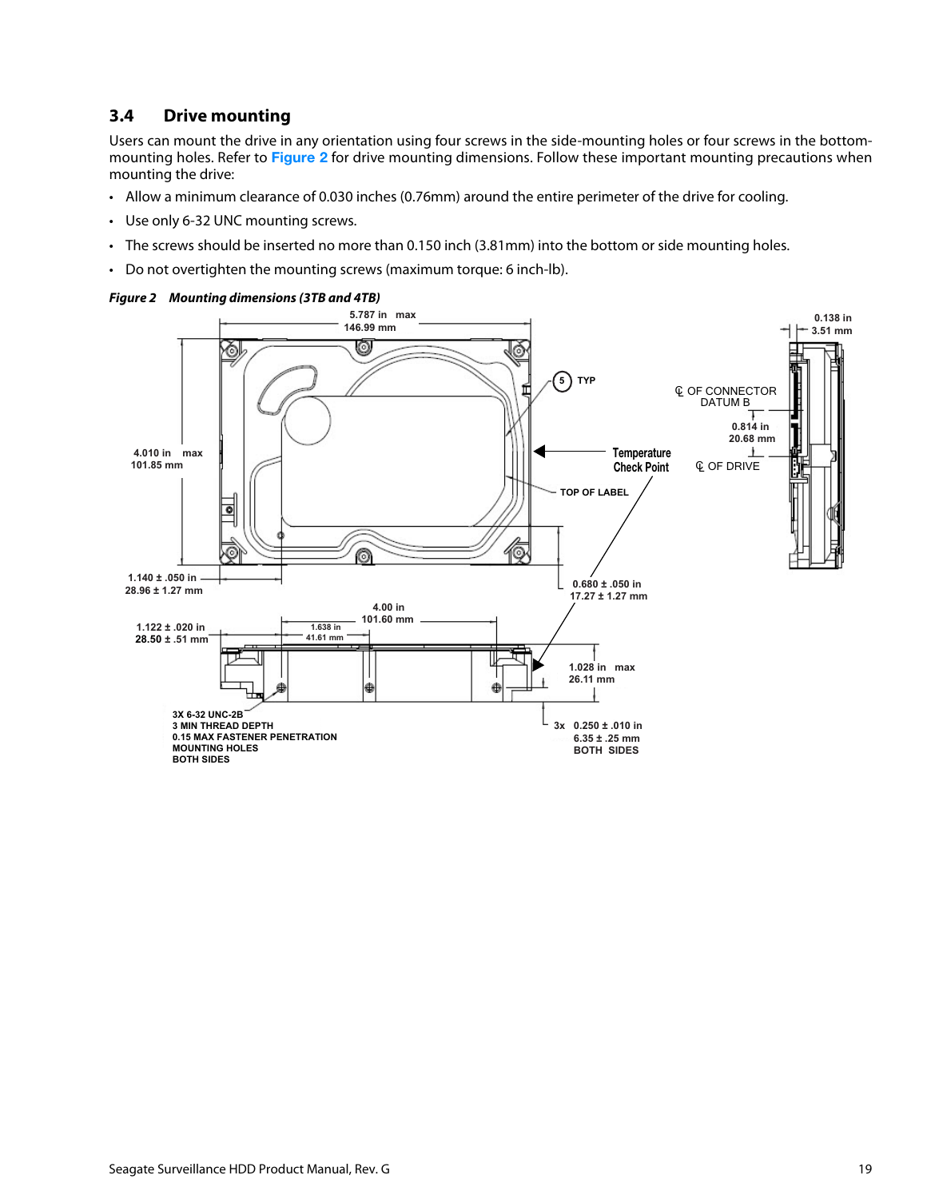### 3.4 Drive mounting

Users can mount the drive in any orientation using four screws in the side-mounting holes or four screws in the bottom-mounting holes. Refer to **Figure 2** for drive mounting dimensions. Follow these important mounting precautions when mounting the drive:

- Allow a minimum clearance of 0.030 inches (0.76mm) around the entire perimeter of the drive for cooling.
- Use only 6-32 UNC mounting screws.
- The screws should be inserted no more than 0.150 inch (3.81mm) into the bottom or side mounting holes.
- Do not overtighten the mounting screws (maximum torque: 6 inch-lb).

***Figure 2 Mounting dimensions (3TB and 4TB)***

5.787 in max
146.99 mm

0.138 in
3.51 mm

5 TYP

℄ OF CONNECTOR
DATUM B

0.814 in
20.68 mm

℄ OF DRIVE

4.010 in max
101.85 mm

Temperature
Check Point

TOP OF LABEL

1.140 ± .050 in
28.96 ± 1.27 mm

0.680 ± .050 in
17.27 ± 1.27 mm

4.00 in
101.60 mm

1.122 ± .020 in
28.50 ± .51 mm

1.638 in
41.61 mm

1.028 in max
26.11 mm

3X 6-32 UNC-2B
3 MIN THREAD DEPTH
0.15 MAX FASTENER PENETRATION
MOUNTING HOLES
BOTH SIDES

3x 0.250 ± .010 in
6.35 ± .25 mm
BOTH SIDES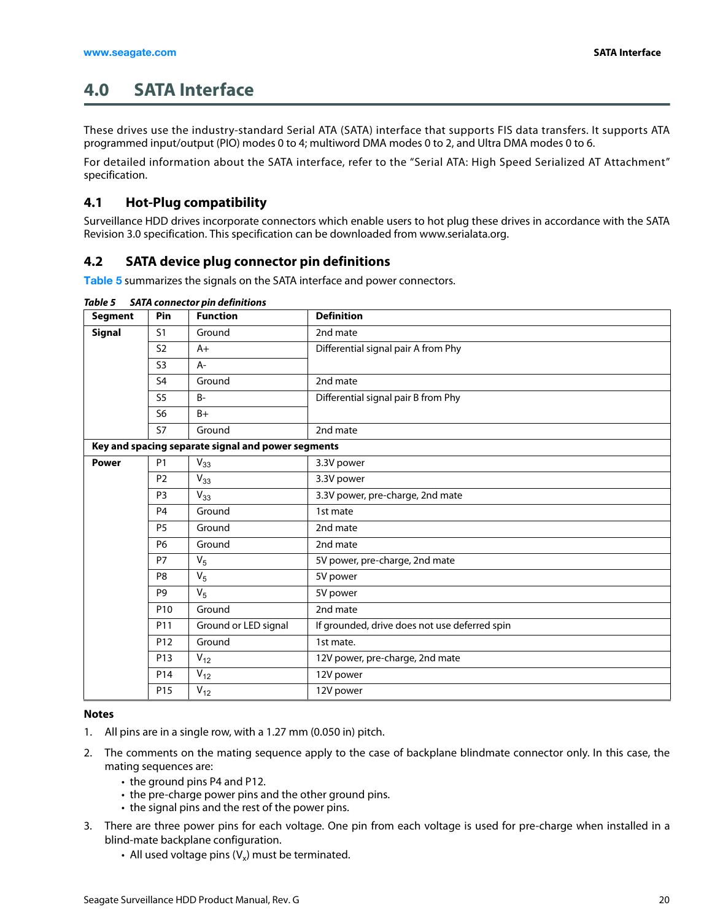# 4.0 SATA Interface

These drives use the industry-standard Serial ATA (SATA) interface that supports FIS data transfers. It supports ATA programmed input/output (PIO) modes 0 to 4; multiword DMA modes 0 to 2, and Ultra DMA modes 0 to 6.

For detailed information about the SATA interface, refer to the "Serial ATA: High Speed Serialized AT Attachment" specification.

## 4.1 Hot-Plug compatibility

Surveillance HDD drives incorporate connectors which enable users to hot plug these drives in accordance with the SATA Revision 3.0 specification. This specification can be downloaded from www.serialata.org.

## 4.2 SATA device plug connector pin definitions

Table 5 summarizes the signals on the SATA interface and power connectors.

*Table 5 SATA connector pin definitions*

| Segment | Pin | Function | Definition |
|---|---|---|---|
| **Signal** | S1 | Ground | 2nd mate |
| | S2 | A+ | Differential signal pair A from Phy |
| | S3 | A- | |
| | S4 | Ground | 2nd mate |
| | S5 | B- | Differential signal pair B from Phy |
| | S6 | B+ | |
| | S7 | Ground | 2nd mate |
| **Key and spacing separate signal and power segments** | | | |
| **Power** | P1 | $V_{33}$ | 3.3V power |
| | P2 | $V_{33}$ | 3.3V power |
| | P3 | $V_{33}$ | 3.3V power, pre-charge, 2nd mate |
| | P4 | Ground | 1st mate |
| | P5 | Ground | 2nd mate |
| | P6 | Ground | 2nd mate |
| | P7 | $V_5$ | 5V power, pre-charge, 2nd mate |
| | P8 | $V_5$ | 5V power |
| | P9 | $V_5$ | 5V power |
| | P10 | Ground | 2nd mate |
| | P11 | Ground or LED signal | If grounded, drive does not use deferred spin |
| | P12 | Ground | 1st mate. |
| | P13 | $V_{12}$ | 12V power, pre-charge, 2nd mate |
| | P14 | $V_{12}$ | 12V power |
| | P15 | $V_{12}$ | 12V power |

**Notes**

1. All pins are in a single row, with a 1.27 mm (0.050 in) pitch.
2. The comments on the mating sequence apply to the case of backplane blindmate connector only. In this case, the mating sequences are:
   - the ground pins P4 and P12.
   - the pre-charge power pins and the other ground pins.
   - the signal pins and the rest of the power pins.
3. There are three power pins for each voltage. One pin from each voltage is used for pre-charge when installed in a blind-mate backplane configuration.
   - All used voltage pins ($V_x$) must be terminated.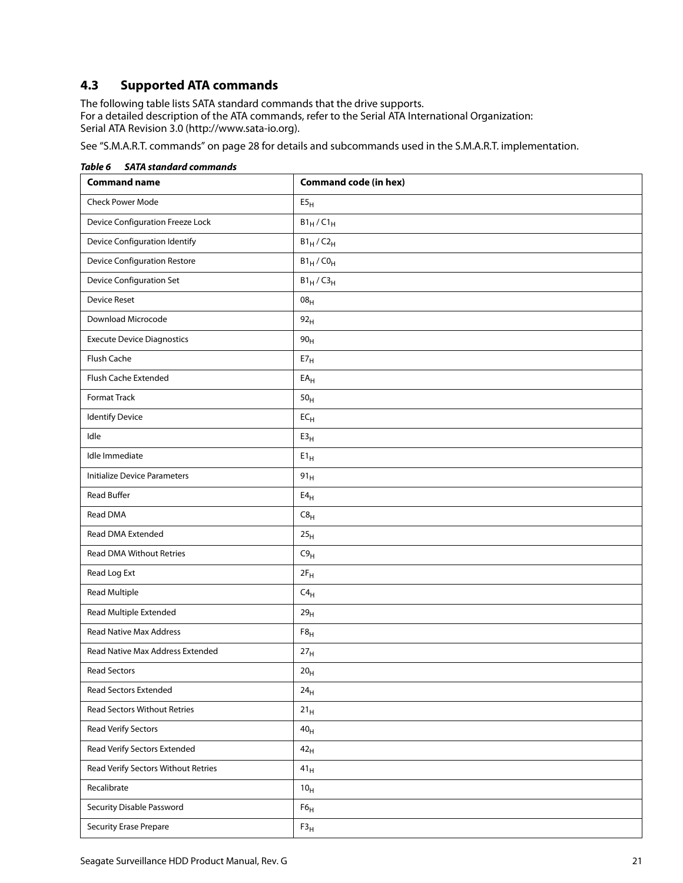## 4.3 Supported ATA commands

The following table lists SATA standard commands that the drive supports.
For a detailed description of the ATA commands, refer to the Serial ATA International Organization:
Serial ATA Revision 3.0 (http://www.sata-io.org).

See "S.M.A.R.T. commands" on page 28 for details and subcommands used in the S.M.A.R.T. implementation.

***Table 6 SATA standard commands***

| Command name | Command code (in hex) |
|---|---|
| Check Power Mode | $E5_H$ |
| Device Configuration Freeze Lock | $B1_H$ / $C1_H$ |
| Device Configuration Identify | $B1_H$ / $C2_H$ |
| Device Configuration Restore | $B1_H$ / $C0_H$ |
| Device Configuration Set | $B1_H$ / $C3_H$ |
| Device Reset | $08_H$ |
| Download Microcode | $92_H$ |
| Execute Device Diagnostics | $90_H$ |
| Flush Cache | $E7_H$ |
| Flush Cache Extended | $EA_H$ |
| Format Track | $50_H$ |
| Identify Device | $EC_H$ |
| Idle | $E3_H$ |
| Idle Immediate | $E1_H$ |
| Initialize Device Parameters | $91_H$ |
| Read Buffer | $E4_H$ |
| Read DMA | $C8_H$ |
| Read DMA Extended | $25_H$ |
| Read DMA Without Retries | $C9_H$ |
| Read Log Ext | $2F_H$ |
| Read Multiple | $C4_H$ |
| Read Multiple Extended | $29_H$ |
| Read Native Max Address | $F8_H$ |
| Read Native Max Address Extended | $27_H$ |
| Read Sectors | $20_H$ |
| Read Sectors Extended | $24_H$ |
| Read Sectors Without Retries | $21_H$ |
| Read Verify Sectors | $40_H$ |
| Read Verify Sectors Extended | $42_H$ |
| Read Verify Sectors Without Retries | $41_H$ |
| Recalibrate | $10_H$ |
| Security Disable Password | $F6_H$ |
| Security Erase Prepare | $F3_H$ |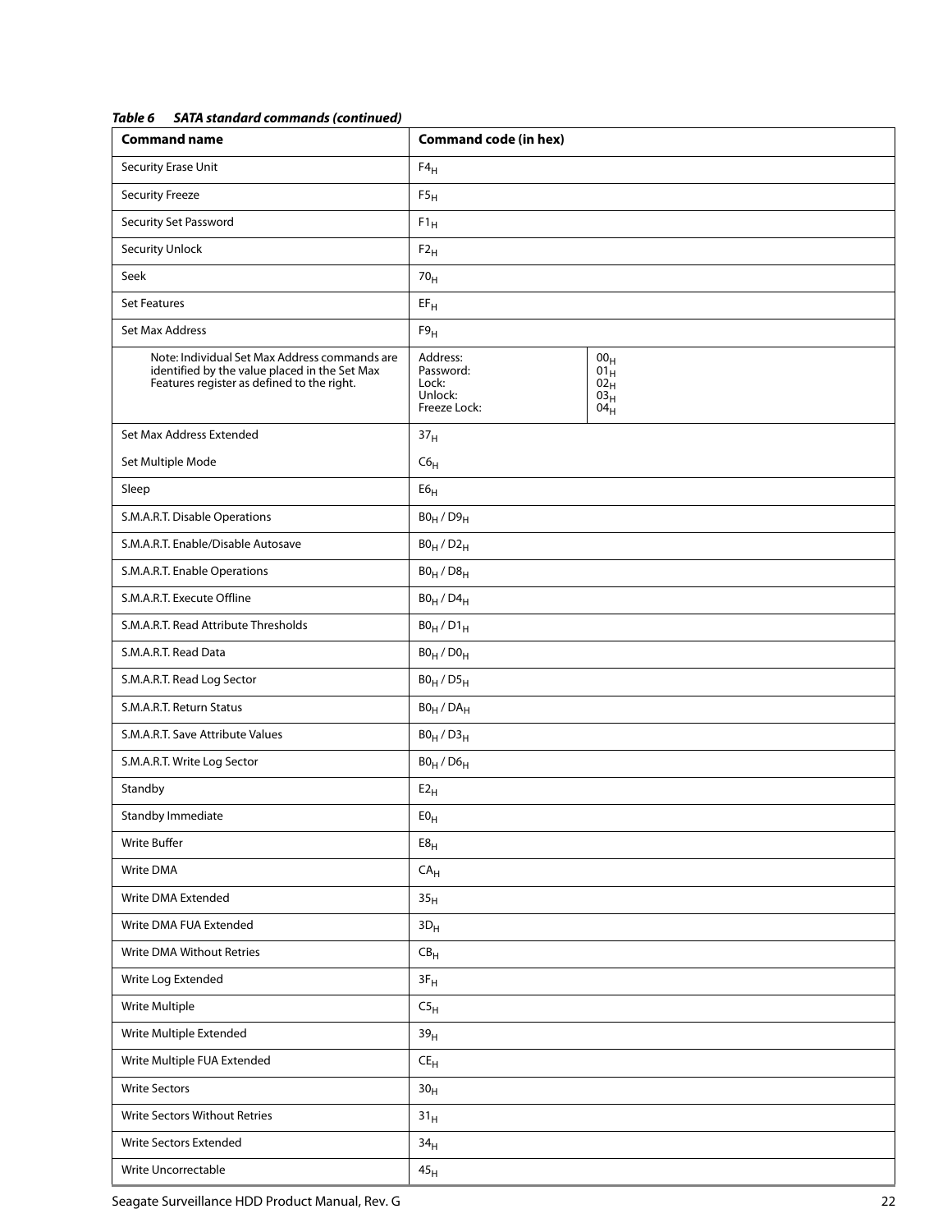*Table 6 SATA standard commands (continued)*

| Command name | Command code (in hex) | |
|---|---|---|
| Security Erase Unit | $F4_H$ | |
| Security Freeze | $F5_H$ | |
| Security Set Password | $F1_H$ | |
| Security Unlock | $F2_H$ | |
| Seek | $70_H$ | |
| Set Features | $EF_H$ | |
| Set Max Address | $F9_H$ | |
| Note: Individual Set Max Address commands are identified by the value placed in the Set Max Features register as defined to the right. | Address:<br>Password:<br>Lock:<br>Unlock:<br>Freeze Lock: | $00_H$<br>$01_H$<br>$02_H$<br>$03_H$<br>$04_H$ |
| Set Max Address Extended<br><br>Set Multiple Mode | $37_H$<br><br>$C6_H$ | |
| Sleep | $E6_H$ | |
| S.M.A.R.T. Disable Operations | $B0_H$ / $D9_H$ | |
| S.M.A.R.T. Enable/Disable Autosave | $B0_H$ / $D2_H$ | |
| S.M.A.R.T. Enable Operations | $B0_H$ / $D8_H$ | |
| S.M.A.R.T. Execute Offline | $B0_H$ / $D4_H$ | |
| S.M.A.R.T. Read Attribute Thresholds | $B0_H$ / $D1_H$ | |
| S.M.A.R.T. Read Data | $B0_H$ / $D0_H$ | |
| S.M.A.R.T. Read Log Sector | $B0_H$ / $D5_H$ | |
| S.M.A.R.T. Return Status | $B0_H$ / $DA_H$ | |
| S.M.A.R.T. Save Attribute Values | $B0_H$ / $D3_H$ | |
| S.M.A.R.T. Write Log Sector | $B0_H$ / $D6_H$ | |
| Standby | $E2_H$ | |
| Standby Immediate | $E0_H$ | |
| Write Buffer | $E8_H$ | |
| Write DMA | $CA_H$ | |
| Write DMA Extended | $35_H$ | |
| Write DMA FUA Extended | $3D_H$ | |
| Write DMA Without Retries | $CB_H$ | |
| Write Log Extended | $3F_H$ | |
| Write Multiple | $C5_H$ | |
| Write Multiple Extended | $39_H$ | |
| Write Multiple FUA Extended | $CE_H$ | |
| Write Sectors | $30_H$ | |
| Write Sectors Without Retries | $31_H$ | |
| Write Sectors Extended | $34_H$ | |
| Write Uncorrectable | $45_H$ | |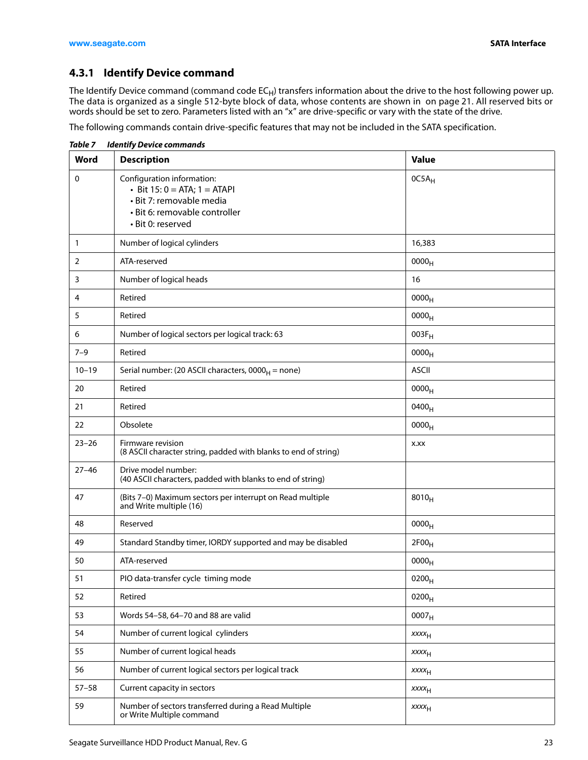### 4.3.1 Identify Device command

The Identify Device command (command code $EC_H$) transfers information about the drive to the host following power up. The data is organized as a single 512-byte block of data, whose contents are shown in on page 21. All reserved bits or words should be set to zero. Parameters listed with an "x" are drive-specific or vary with the state of the drive.

The following commands contain drive-specific features that may not be included in the SATA specification.

*Table 7 Identify Device commands*

| Word | Description | Value |
|---|---|---|
| 0 | Configuration information:<br>• Bit 15: 0 = ATA; 1 = ATAPI<br>• Bit 7: removable media<br>• Bit 6: removable controller<br>• Bit 0: reserved | $0C5A_H$ |
| 1 | Number of logical cylinders | 16,383 |
| 2 | ATA-reserved | $0000_H$ |
| 3 | Number of logical heads | 16 |
| 4 | Retired | $0000_H$ |
| 5 | Retired | $0000_H$ |
| 6 | Number of logical sectors per logical track: 63 | $003F_H$ |
| 7–9 | Retired | $0000_H$ |
| 10–19 | Serial number: (20 ASCII characters, $0000_H$ = none) | ASCII |
| 20 | Retired | $0000_H$ |
| 21 | Retired | $0400_H$ |
| 22 | Obsolete | $0000_H$ |
| 23–26 | Firmware revision<br>(8 ASCII character string, padded with blanks to end of string) | x.xx |
| 27–46 | Drive model number:<br>(40 ASCII characters, padded with blanks to end of string) | |
| 47 | (Bits 7–0) Maximum sectors per interrupt on Read multiple and Write multiple (16) | $8010_H$ |
| 48 | Reserved | $0000_H$ |
| 49 | Standard Standby timer, IORDY supported and may be disabled | $2F00_H$ |
| 50 | ATA-reserved | $0000_H$ |
| 51 | PIO data-transfer cycle timing mode | $0200_H$ |
| 52 | Retired | $0200_H$ |
| 53 | Words 54–58, 64–70 and 88 are valid | $0007_H$ |
| 54 | Number of current logical cylinders | $xxxx_H$ |
| 55 | Number of current logical heads | $xxxx_H$ |
| 56 | Number of current logical sectors per logical track | $xxxx_H$ |
| 57–58 | Current capacity in sectors | $xxxx_H$ |
| 59 | Number of sectors transferred during a Read Multiple or Write Multiple command | $xxxx_H$ |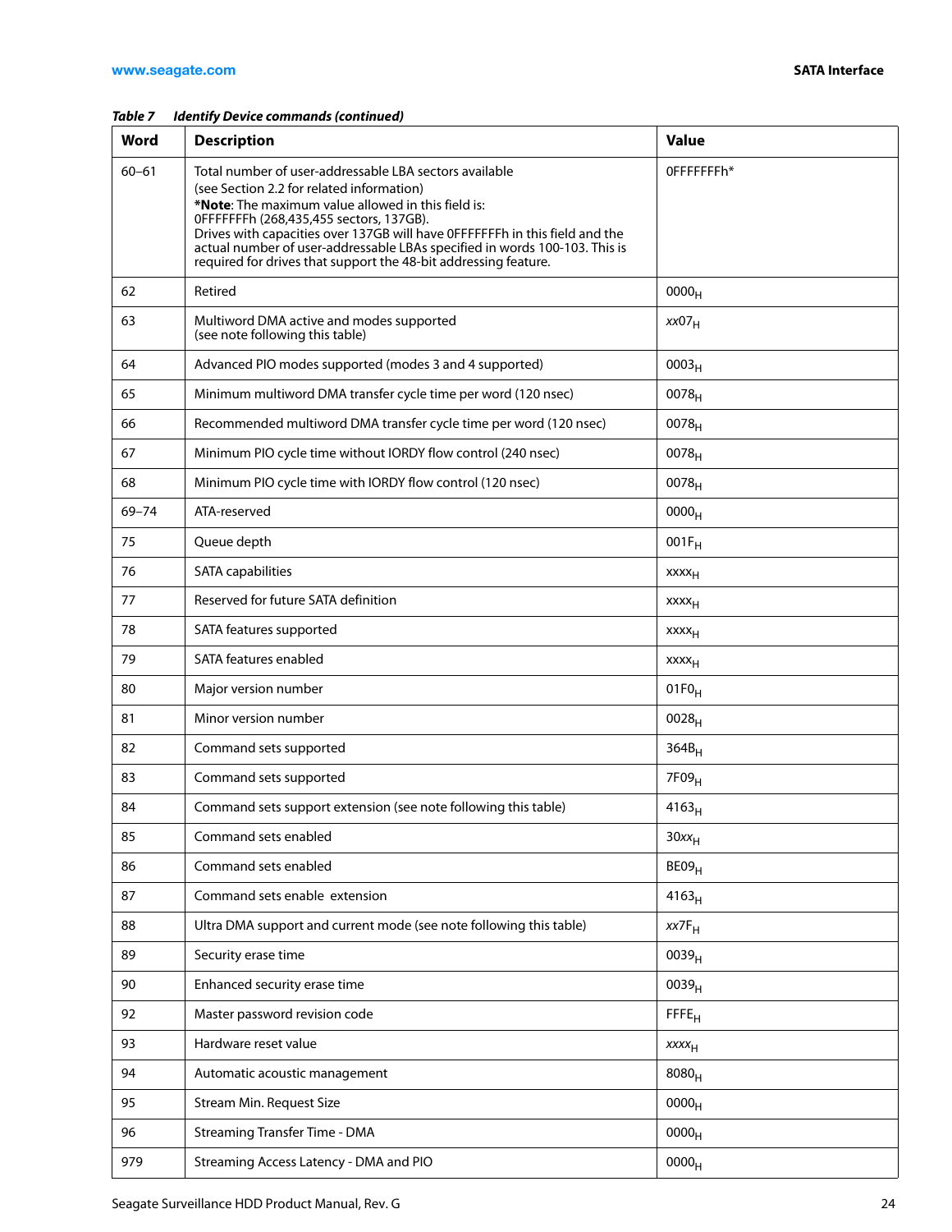*Table 7 Identify Device commands (continued)*

| Word | Description | Value |
|---|---|---|
| 60–61 | Total number of user-addressable LBA sectors available<br>(see Section 2.2 for related information)<br>***Note**: The maximum value allowed in this field is:<br>0FFFFFFFh (268,435,455 sectors, 137GB).<br>Drives with capacities over 137GB will have 0FFFFFFFh in this field and the actual number of user-addressable LBAs specified in words 100-103. This is required for drives that support the 48-bit addressing feature. | 0FFFFFFFh* |
| 62 | Retired | $0000_H$ |
| 63 | Multiword DMA active and modes supported<br>(see note following this table) | *xx*$07_H$ |
| 64 | Advanced PIO modes supported (modes 3 and 4 supported) | $0003_H$ |
| 65 | Minimum multiword DMA transfer cycle time per word (120 nsec) | $0078_H$ |
| 66 | Recommended multiword DMA transfer cycle time per word (120 nsec) | $0078_H$ |
| 67 | Minimum PIO cycle time without IORDY flow control (240 nsec) | $0078_H$ |
| 68 | Minimum PIO cycle time with IORDY flow control (120 nsec) | $0078_H$ |
| 69–74 | ATA-reserved | $0000_H$ |
| 75 | Queue depth | $001F_H$ |
| 76 | SATA capabilities | $xxxx_H$ |
| 77 | Reserved for future SATA definition | $xxxx_H$ |
| 78 | SATA features supported | $xxxx_H$ |
| 79 | SATA features enabled | $xxxx_H$ |
| 80 | Major version number | $01F0_H$ |
| 81 | Minor version number | $0028_H$ |
| 82 | Command sets supported | $364B_H$ |
| 83 | Command sets supported | $7F09_H$ |
| 84 | Command sets support extension (see note following this table) | $4163_H$ |
| 85 | Command sets enabled | 30*xx*$_H$ |
| 86 | Command sets enabled | $BE09_H$ |
| 87 | Command sets enable extension | $4163_H$ |
| 88 | Ultra DMA support and current mode (see note following this table) | *xx*$7F_H$ |
| 89 | Security erase time | $0039_H$ |
| 90 | Enhanced security erase time | $0039_H$ |
| 92 | Master password revision code | $FFFE_H$ |
| 93 | Hardware reset value | *xxxx*$_H$ |
| 94 | Automatic acoustic management | $8080_H$ |
| 95 | Stream Min. Request Size | $0000_H$ |
| 96 | Streaming Transfer Time - DMA | $0000_H$ |
| 979 | Streaming Access Latency - DMA and PIO | $0000_H$ |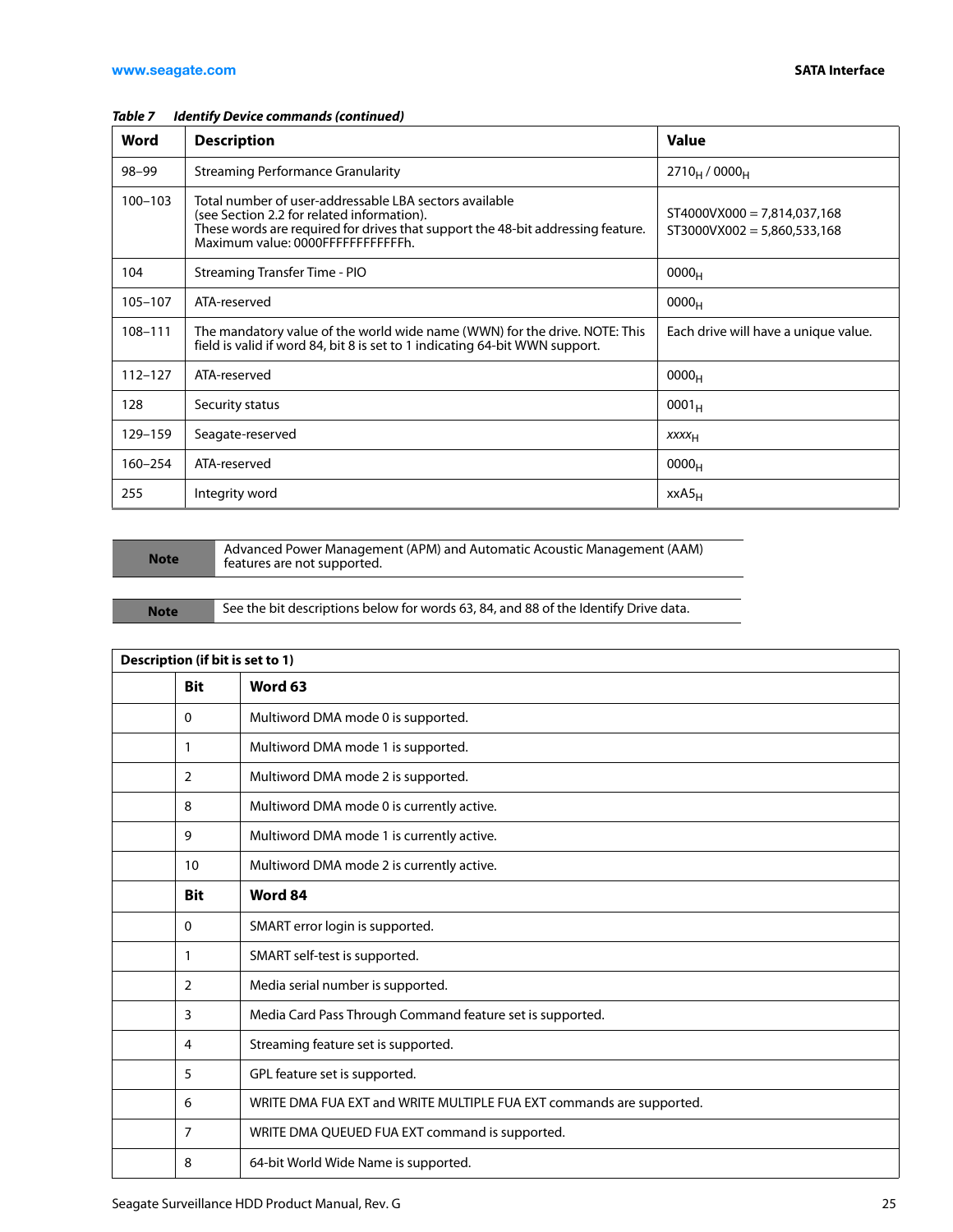Table 7 *Identify Device commands (continued)*

| Word | Description | Value |
|---|---|---|
| 98–99 | Streaming Performance Granularity | $2710_H$ / $0000_H$ |
| 100–103 | Total number of user-addressable LBA sectors available (see Section 2.2 for related information). These words are required for drives that support the 48-bit addressing feature. Maximum value: 0000FFFFFFFFFFFFh. | ST4000VX000 = 7,814,037,168<br>ST3000VX002 = 5,860,533,168 |
| 104 | Streaming Transfer Time - PIO | $0000_H$ |
| 105–107 | ATA-reserved | $0000_H$ |
| 108–111 | The mandatory value of the world wide name (WWN) for the drive. NOTE: This field is valid if word 84, bit 8 is set to 1 indicating 64-bit WWN support. | Each drive will have a unique value. |
| 112–127 | ATA-reserved | $0000_H$ |
| 128 | Security status | $0001_H$ |
| 129–159 | Seagate-reserved | $xxxx_H$ |
| 160–254 | ATA-reserved | $0000_H$ |
| 255 | Integrity word | $xxA5_H$ |

**Note** Advanced Power Management (APM) and Automatic Acoustic Management (AAM) features are not supported.

**Note** See the bit descriptions below for words 63, 84, and 88 of the Identify Drive data.

| Description (if bit is set to 1) | | |
|---|---|---|
| | **Bit** | **Word 63** |
| | 0 | Multiword DMA mode 0 is supported. |
| | 1 | Multiword DMA mode 1 is supported. |
| | 2 | Multiword DMA mode 2 is supported. |
| | 8 | Multiword DMA mode 0 is currently active. |
| | 9 | Multiword DMA mode 1 is currently active. |
| | 10 | Multiword DMA mode 2 is currently active. |
| | **Bit** | **Word 84** |
| | 0 | SMART error login is supported. |
| | 1 | SMART self-test is supported. |
| | 2 | Media serial number is supported. |
| | 3 | Media Card Pass Through Command feature set is supported. |
| | 4 | Streaming feature set is supported. |
| | 5 | GPL feature set is supported. |
| | 6 | WRITE DMA FUA EXT and WRITE MULTIPLE FUA EXT commands are supported. |
| | 7 | WRITE DMA QUEUED FUA EXT command is supported. |
| | 8 | 64-bit World Wide Name is supported. |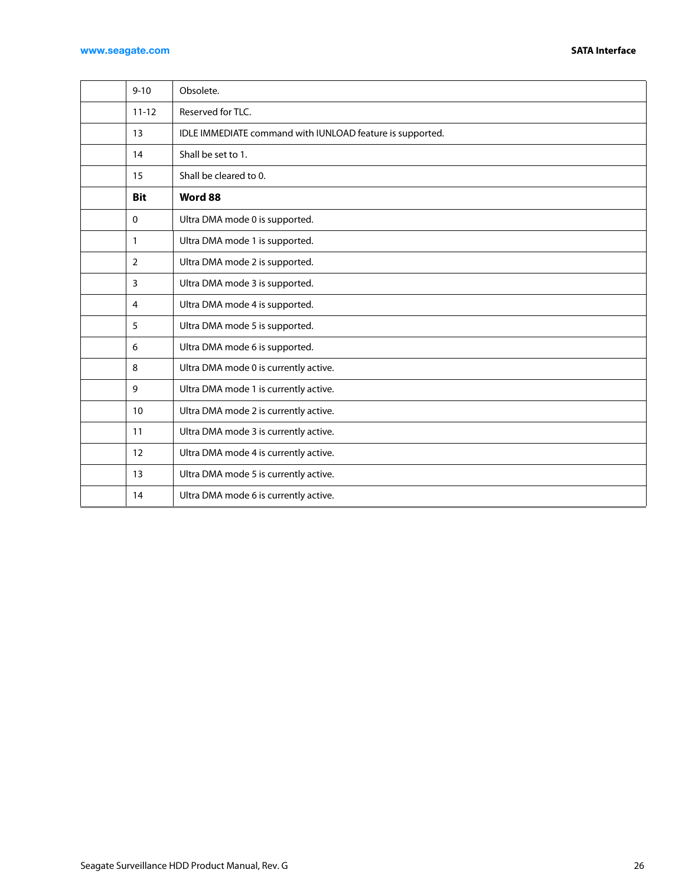| | | |
|---|---|---|
| | 9-10 | Obsolete. |
| | 11-12 | Reserved for TLC. |
| | 13 | IDLE IMMEDIATE command with IUNLOAD feature is supported. |
| | 14 | Shall be set to 1. |
| | 15 | Shall be cleared to 0. |
| | **Bit** | **Word 88** |
| | 0 | Ultra DMA mode 0 is supported. |
| | 1 | Ultra DMA mode 1 is supported. |
| | 2 | Ultra DMA mode 2 is supported. |
| | 3 | Ultra DMA mode 3 is supported. |
| | 4 | Ultra DMA mode 4 is supported. |
| | 5 | Ultra DMA mode 5 is supported. |
| | 6 | Ultra DMA mode 6 is supported. |
| | 8 | Ultra DMA mode 0 is currently active. |
| | 9 | Ultra DMA mode 1 is currently active. |
| | 10 | Ultra DMA mode 2 is currently active. |
| | 11 | Ultra DMA mode 3 is currently active. |
| | 12 | Ultra DMA mode 4 is currently active. |
| | 13 | Ultra DMA mode 5 is currently active. |
| | 14 | Ultra DMA mode 6 is currently active. |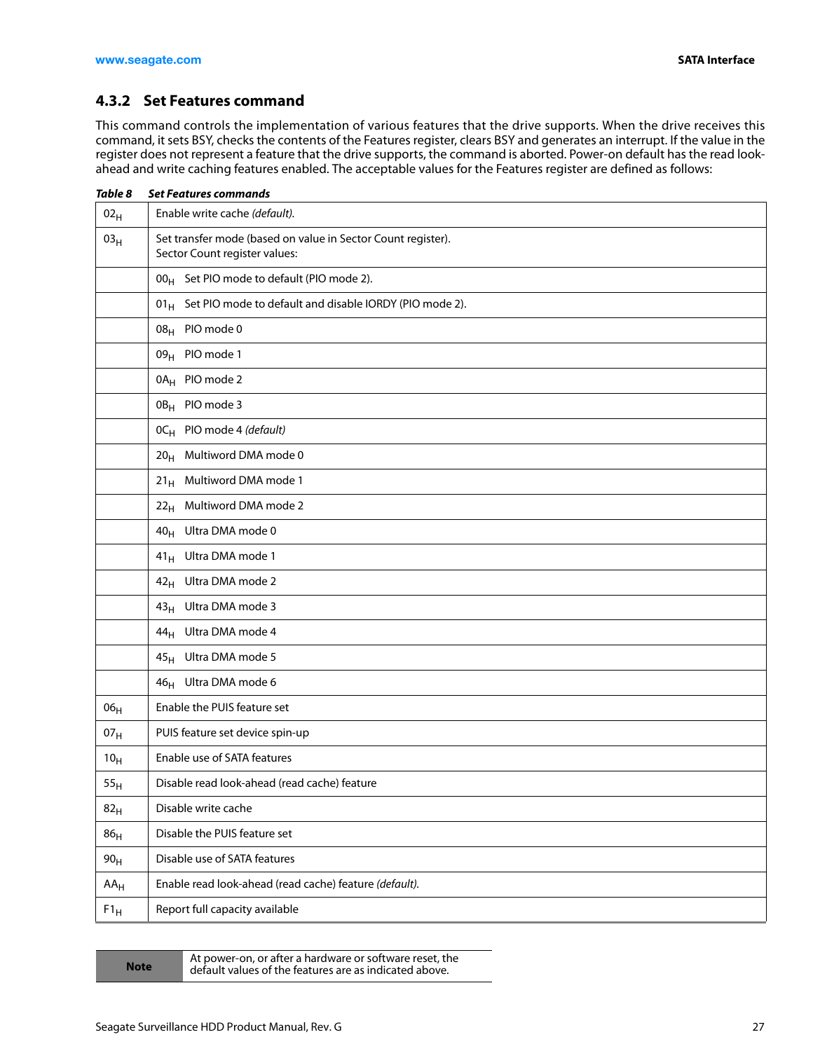### 4.3.2 Set Features command

This command controls the implementation of various features that the drive supports. When the drive receives this command, it sets BSY, checks the contents of the Features register, clears BSY and generates an interrupt. If the value in the register does not represent a feature that the drive supports, the command is aborted. Power-on default has the read look-ahead and write caching features enabled. The acceptable values for the Features register are defined as follows:

***Table 8 Set Features commands***

| | |
|---|---|
| $02_H$ | Enable write cache *(default).* |
| $03_H$ | Set transfer mode (based on value in Sector Count register).<br>Sector Count register values: |
| | $00_H$ Set PIO mode to default (PIO mode 2). |
| | $01_H$ Set PIO mode to default and disable IORDY (PIO mode 2). |
| | $08_H$ PIO mode 0 |
| | $09_H$ PIO mode 1 |
| | $0A_H$ PIO mode 2 |
| | $0B_H$ PIO mode 3 |
| | $0C_H$ PIO mode 4 *(default)* |
| | $20_H$ Multiword DMA mode 0 |
| | $21_H$ Multiword DMA mode 1 |
| | $22_H$ Multiword DMA mode 2 |
| | $40_H$ Ultra DMA mode 0 |
| | $41_H$ Ultra DMA mode 1 |
| | $42_H$ Ultra DMA mode 2 |
| | $43_H$ Ultra DMA mode 3 |
| | $44_H$ Ultra DMA mode 4 |
| | $45_H$ Ultra DMA mode 5 |
| | $46_H$ Ultra DMA mode 6 |
| $06_H$ | Enable the PUIS feature set |
| $07_H$ | PUIS feature set device spin-up |
| $10_H$ | Enable use of SATA features |
| $55_H$ | Disable read look-ahead (read cache) feature |
| $82_H$ | Disable write cache |
| $86_H$ | Disable the PUIS feature set |
| $90_H$ | Disable use of SATA features |
| $AA_H$ | Enable read look-ahead (read cache) feature *(default).* |
| $F1_H$ | Report full capacity available |

| | |
|---|---|
| **Note** | At power-on, or after a hardware or software reset, the default values of the features are as indicated above. |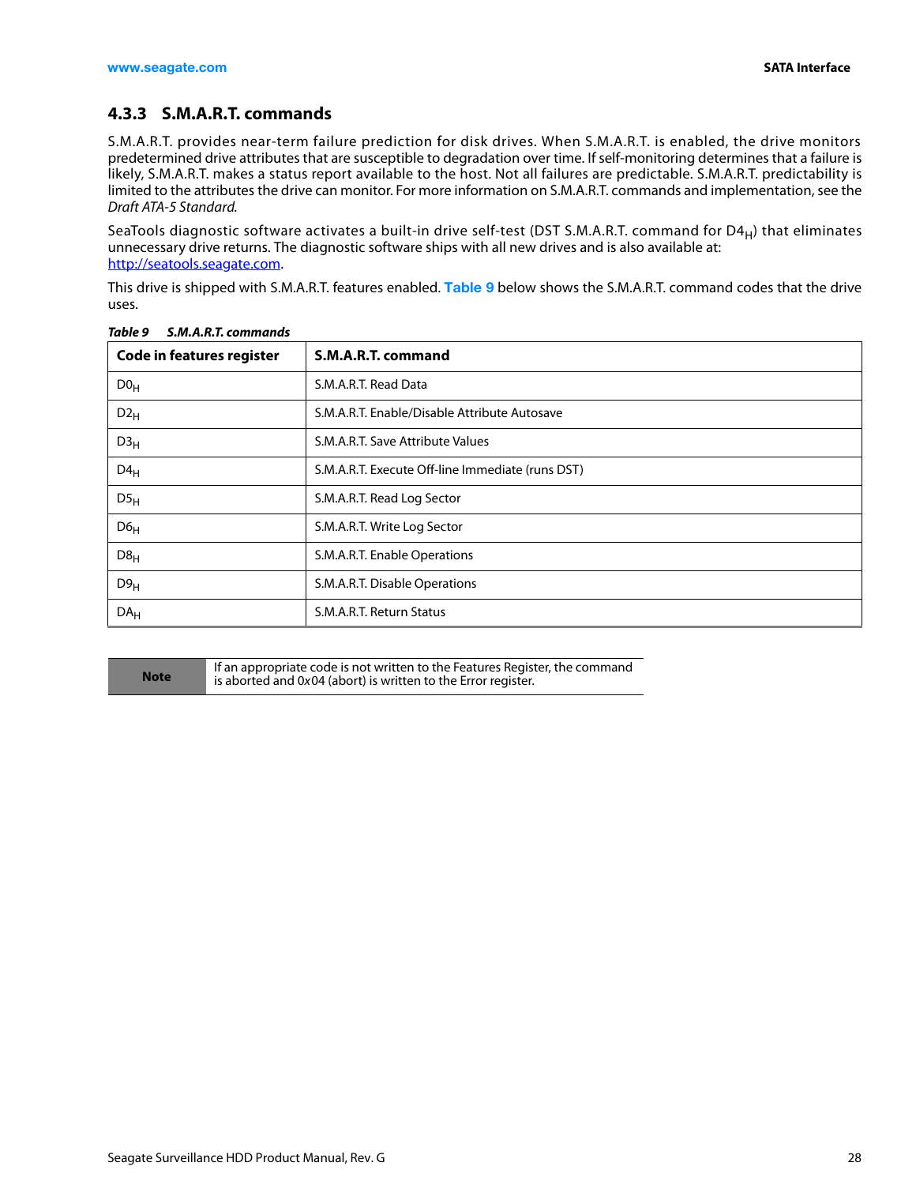### 4.3.3 S.M.A.R.T. commands

S.M.A.R.T. provides near-term failure prediction for disk drives. When S.M.A.R.T. is enabled, the drive monitors predetermined drive attributes that are susceptible to degradation over time. If self-monitoring determines that a failure is likely, S.M.A.R.T. makes a status report available to the host. Not all failures are predictable. S.M.A.R.T. predictability is limited to the attributes the drive can monitor. For more information on S.M.A.R.T. commands and implementation, see the *Draft ATA-5 Standard.*

SeaTools diagnostic software activates a built-in drive self-test (DST S.M.A.R.T. command for $D4_H$) that eliminates unnecessary drive returns. The diagnostic software ships with all new drives and is also available at: http://seatools.seagate.com.

This drive is shipped with S.M.A.R.T. features enabled. **Table 9** below shows the S.M.A.R.T. command codes that the drive uses.

***Table 9 S.M.A.R.T. commands***

| Code in features register | S.M.A.R.T. command |
|---|---|
| $D0_H$ | S.M.A.R.T. Read Data |
| $D2_H$ | S.M.A.R.T. Enable/Disable Attribute Autosave |
| $D3_H$ | S.M.A.R.T. Save Attribute Values |
| $D4_H$ | S.M.A.R.T. Execute Off-line Immediate (runs DST) |
| $D5_H$ | S.M.A.R.T. Read Log Sector |
| $D6_H$ | S.M.A.R.T. Write Log Sector |
| $D8_H$ | S.M.A.R.T. Enable Operations |
| $D9_H$ | S.M.A.R.T. Disable Operations |
| $DA_H$ | S.M.A.R.T. Return Status |

| **Note** | If an appropriate code is not written to the Features Register, the command is aborted and 0x04 (abort) is written to the Error register. |
|---|---|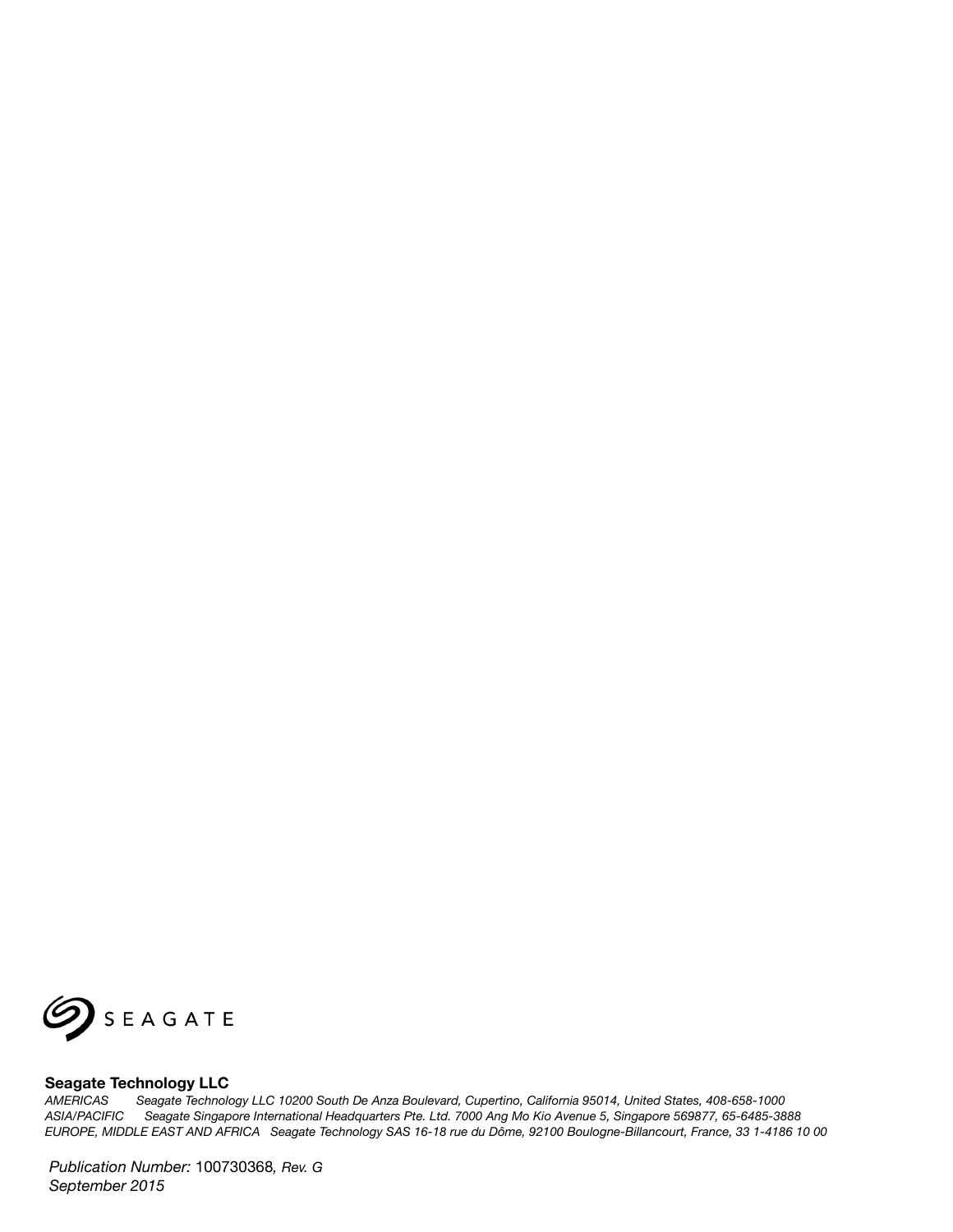SEAGATE

**Seagate Technology LLC**

*AMERICAS* *Seagate Technology LLC 10200 South De Anza Boulevard, Cupertino, California 95014, United States, 408-658-1000*
*ASIA/PACIFIC* *Seagate Singapore International Headquarters Pte. Ltd. 7000 Ang Mo Kio Avenue 5, Singapore 569877, 65-6485-3888*
*EUROPE, MIDDLE EAST AND AFRICA* *Seagate Technology SAS 16-18 rue du Dôme, 92100 Boulogne-Billancourt, France, 33 1-4186 10 00*

*Publication Number:* 100730368*, Rev. G*
*September 2015*